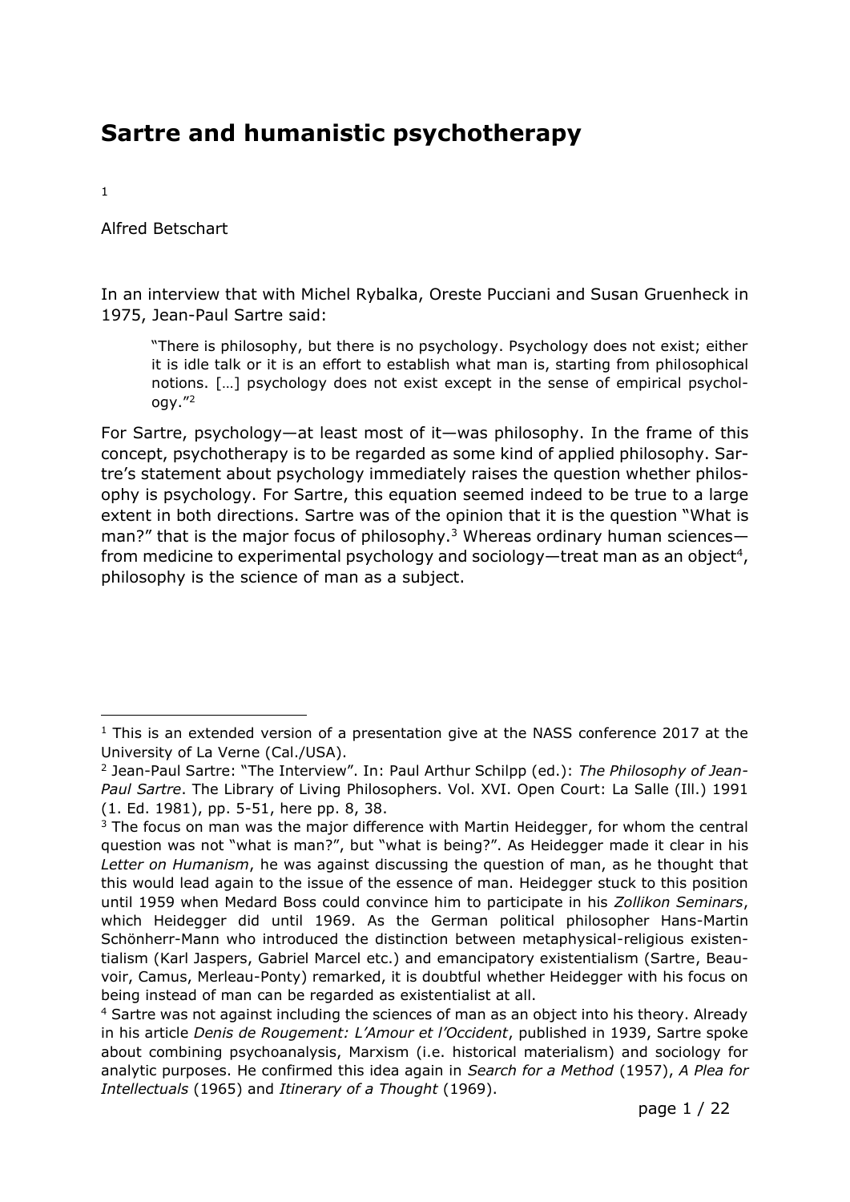# Sartre and humanistic psychotherapy

[1]

Alfred Betschart

In an interview that with Michel Rybalka, Oreste Pucciani and Susan Gruenheck in 1975, Jean-Paul Sartre said:

> "There is philosophy, but there is no psychology. Psychology does not exist; either it is idle talk or it is an effort to establish what man is, starting from philosophical notions. […] psychology does not exist except in the sense of empirical psychology."[2]

For Sartre, psychology—at least most of it—was philosophy. In the frame of this concept, psychotherapy is to be regarded as some kind of applied philosophy. Sartre's statement about psychology immediately raises the question whether philosophy is psychology. For Sartre, this equation seemed indeed to be true to a large extent in both directions. Sartre was of the opinion that it is the question "What is man?" that is the major focus of philosophy.[3] Whereas ordinary human sciences—from medicine to experimental psychology and sociology—treat man as an object[4], philosophy is the science of man as a subject.

---

[1] This is an extended version of a presentation give at the NASS conference 2017 at the University of La Verne (Cal./USA).

[2] Jean-Paul Sartre: "The Interview". In: Paul Arthur Schilpp (ed.): *The Philosophy of Jean-Paul Sartre*. The Library of Living Philosophers. Vol. XVI. Open Court: La Salle (Ill.) 1991 (1. Ed. 1981), pp. 5-51, here pp. 8, 38.

[3] The focus on man was the major difference with Martin Heidegger, for whom the central question was not "what is man?", but "what is being?". As Heidegger made it clear in his *Letter on Humanism*, he was against discussing the question of man, as he thought that this would lead again to the issue of the essence of man. Heidegger stuck to this position until 1959 when Medard Boss could convince him to participate in his *Zollikon Seminars*, which Heidegger did until 1969. As the German political philosopher Hans-Martin Schönherr-Mann who introduced the distinction between metaphysical-religious existentialism (Karl Jaspers, Gabriel Marcel etc.) and emancipatory existentialism (Sartre, Beauvoir, Camus, Merleau-Ponty) remarked, it is doubtful whether Heidegger with his focus on being instead of man can be regarded as existentialist at all.

[4] Sartre was not against including the sciences of man as an object into his theory. Already in his article *Denis de Rougement: L'Amour et l'Occident*, published in 1939, Sartre spoke about combining psychoanalysis, Marxism (i.e. historical materialism) and sociology for analytic purposes. He confirmed this idea again in *Search for a Method* (1957), *A Plea for Intellectuals* (1965) and *Itinerary of a Thought* (1969).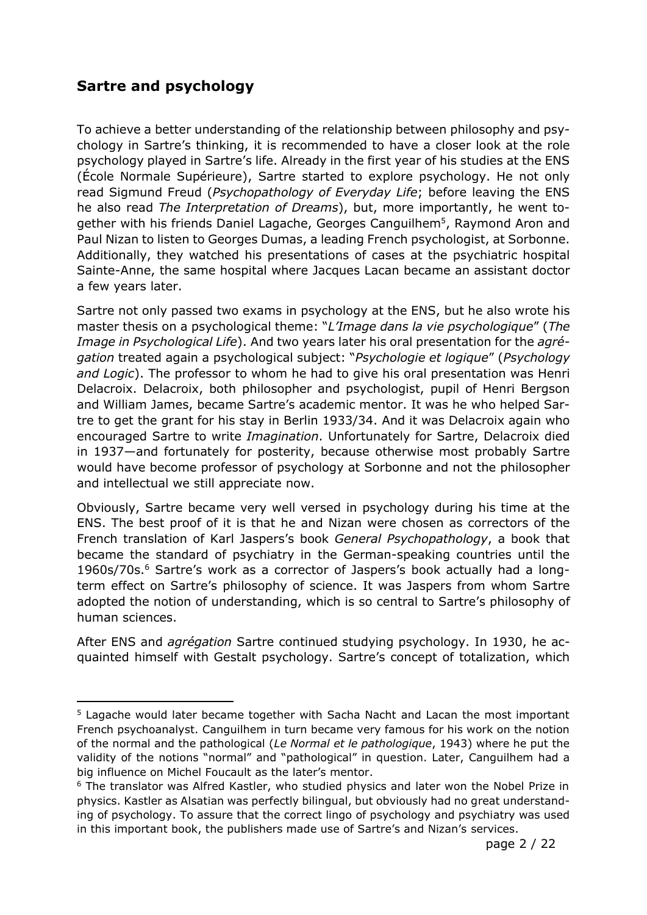## Sartre and psychology

To achieve a better understanding of the relationship between philosophy and psychology in Sartre's thinking, it is recommended to have a closer look at the role psychology played in Sartre's life. Already in the first year of his studies at the ENS (École Normale Supérieure), Sartre started to explore psychology. He not only read Sigmund Freud (*Psychopathology of Everyday Life*; before leaving the ENS he also read *The Interpretation of Dreams*), but, more importantly, he went together with his friends Daniel Lagache, Georges Canguilhem[5], Raymond Aron and Paul Nizan to listen to Georges Dumas, a leading French psychologist, at Sorbonne. Additionally, they watched his presentations of cases at the psychiatric hospital Sainte-Anne, the same hospital where Jacques Lacan became an assistant doctor a few years later.

Sartre not only passed two exams in psychology at the ENS, but he also wrote his master thesis on a psychological theme: "*L'Image dans la vie psychologique*" (*The Image in Psychological Life*). And two years later his oral presentation for the *agrégation* treated again a psychological subject: "*Psychologie et logique*" (*Psychology and Logic*). The professor to whom he had to give his oral presentation was Henri Delacroix. Delacroix, both philosopher and psychologist, pupil of Henri Bergson and William James, became Sartre's academic mentor. It was he who helped Sartre to get the grant for his stay in Berlin 1933/34. And it was Delacroix again who encouraged Sartre to write *Imagination*. Unfortunately for Sartre, Delacroix died in 1937—and fortunately for posterity, because otherwise most probably Sartre would have become professor of psychology at Sorbonne and not the philosopher and intellectual we still appreciate now.

Obviously, Sartre became very well versed in psychology during his time at the ENS. The best proof of it is that he and Nizan were chosen as correctors of the French translation of Karl Jaspers's book *General Psychopathology*, a book that became the standard of psychiatry in the German-speaking countries until the 1960s/70s.[6] Sartre's work as a corrector of Jaspers's book actually had a long-term effect on Sartre's philosophy of science. It was Jaspers from whom Sartre adopted the notion of understanding, which is so central to Sartre's philosophy of human sciences.

After ENS and *agrégation* Sartre continued studying psychology. In 1930, he acquainted himself with Gestalt psychology. Sartre's concept of totalization, which

---

[5] Lagache would later became together with Sacha Nacht and Lacan the most important French psychoanalyst. Canguilhem in turn became very famous for his work on the notion of the normal and the pathological (*Le Normal et le pathologique*, 1943) where he put the validity of the notions "normal" and "pathological" in question. Later, Canguilhem had a big influence on Michel Foucault as the later's mentor.

[6] The translator was Alfred Kastler, who studied physics and later won the Nobel Prize in physics. Kastler as Alsatian was perfectly bilingual, but obviously had no great understanding of psychology. To assure that the correct lingo of psychology and psychiatry was used in this important book, the publishers made use of Sartre's and Nizan's services.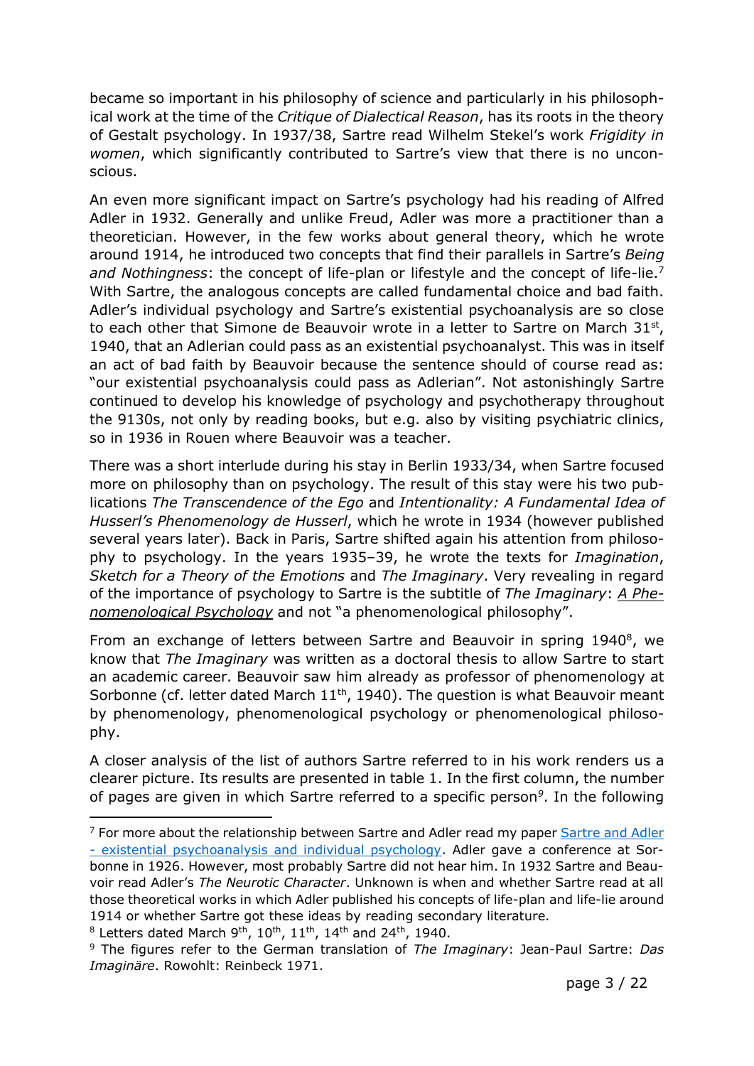became so important in his philosophy of science and particularly in his philosophical work at the time of the *Critique of Dialectical Reason*, has its roots in the theory of Gestalt psychology. In 1937/38, Sartre read Wilhelm Stekel's work *Frigidity in women*, which significantly contributed to Sartre's view that there is no unconscious.

An even more significant impact on Sartre's psychology had his reading of Alfred Adler in 1932. Generally and unlike Freud, Adler was more a practitioner than a theoretician. However, in the few works about general theory, which he wrote around 1914, he introduced two concepts that find their parallels in Sartre's *Being and Nothingness*: the concept of life-plan or lifestyle and the concept of life-lie.[7] With Sartre, the analogous concepts are called fundamental choice and bad faith. Adler's individual psychology and Sartre's existential psychoanalysis are so close to each other that Simone de Beauvoir wrote in a letter to Sartre on March 31st, 1940, that an Adlerian could pass as an existential psychoanalyst. This was in itself an act of bad faith by Beauvoir because the sentence should of course read as: "our existential psychoanalysis could pass as Adlerian". Not astonishingly Sartre continued to develop his knowledge of psychology and psychotherapy throughout the 9130s, not only by reading books, but e.g. also by visiting psychiatric clinics, so in 1936 in Rouen where Beauvoir was a teacher.

There was a short interlude during his stay in Berlin 1933/34, when Sartre focused more on philosophy than on psychology. The result of this stay were his two publications *The Transcendence of the Ego* and *Intentionality: A Fundamental Idea of Husserl's Phenomenology de Husserl*, which he wrote in 1934 (however published several years later). Back in Paris, Sartre shifted again his attention from philosophy to psychology. In the years 1935–39, he wrote the texts for *Imagination*, *Sketch for a Theory of the Emotions* and *The Imaginary*. Very revealing in regard of the importance of psychology to Sartre is the subtitle of *The Imaginary*: *A Phenomenological Psychology* and not "a phenomenological philosophy".

From an exchange of letters between Sartre and Beauvoir in spring 1940[8], we know that *The Imaginary* was written as a doctoral thesis to allow Sartre to start an academic career. Beauvoir saw him already as professor of phenomenology at Sorbonne (cf. letter dated March 11th, 1940). The question is what Beauvoir meant by phenomenology, phenomenological psychology or phenomenological philosophy.

A closer analysis of the list of authors Sartre referred to in his work renders us a clearer picture. Its results are presented in table 1. In the first column, the number of pages are given in which Sartre referred to a specific person[9]. In the following

---

[7] For more about the relationship between Sartre and Adler read my paper Sartre and Adler - existential psychoanalysis and individual psychology. Adler gave a conference at Sorbonne in 1926. However, most probably Sartre did not hear him. In 1932 Sartre and Beauvoir read Adler's *The Neurotic Character*. Unknown is when and whether Sartre read at all those theoretical works in which Adler published his concepts of life-plan and life-lie around 1914 or whether Sartre got these ideas by reading secondary literature.

[8] Letters dated March 9th, 10th, 11th, 14th and 24th, 1940.

[9] The figures refer to the German translation of *The Imaginary*: Jean-Paul Sartre: *Das Imaginäre*. Rowohlt: Reinbeck 1971.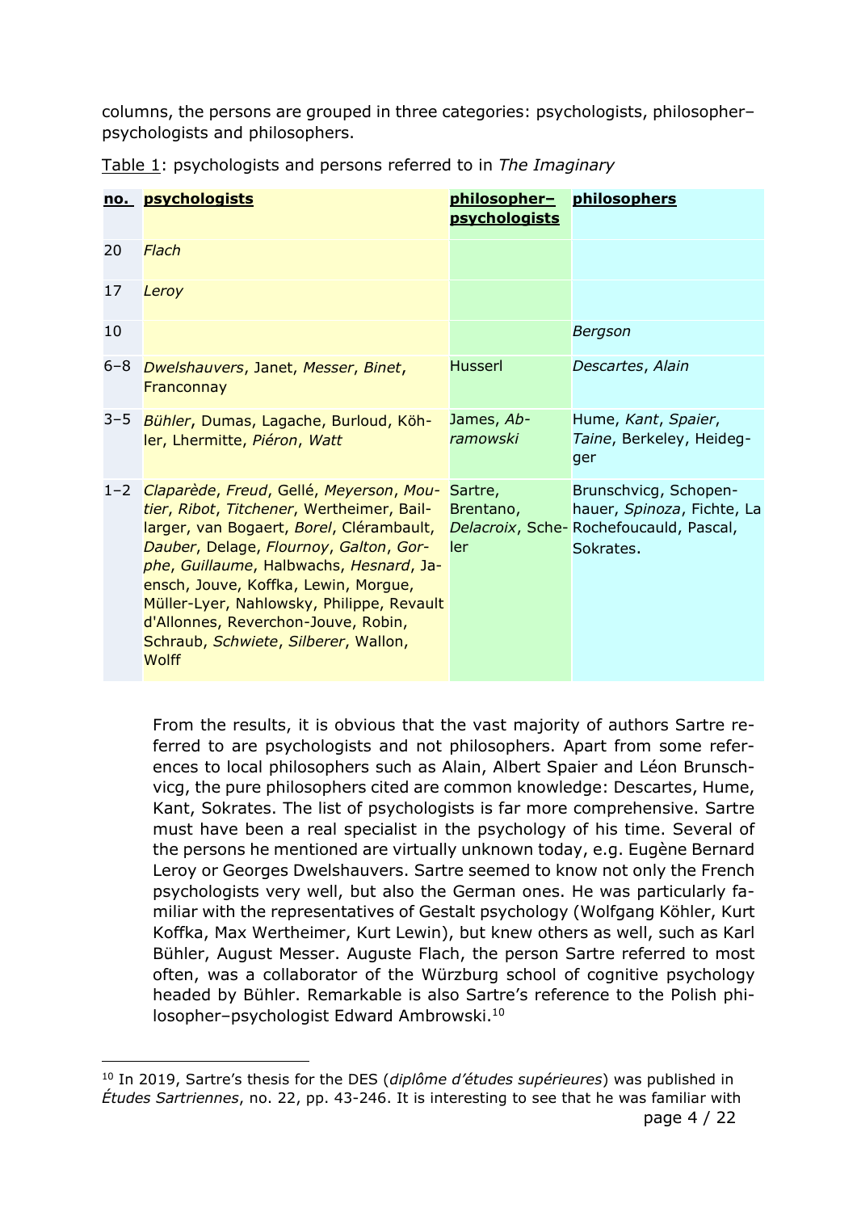columns, the persons are grouped in three categories: psychologists, philosopher–psychologists and philosophers.

Table 1: psychologists and persons referred to in *The Imaginary*

| no. | psychologists | philosopher–psychologists | philosophers |
|---|---|---|---|
| 20 | *Flach* | | |
| 17 | *Leroy* | | |
| 10 | | | *Bergson* |
| 6–8 | *Dwelshauvers*, Janet, *Messer*, *Binet*, Franconnay | Husserl | *Descartes*, *Alain* |
| 3–5 | *Bühler*, Dumas, Lagache, Burloud, Köhler, Lhermitte, *Piéron*, *Watt* | James, *Abramowski* | Hume, *Kant*, *Spaier*, *Taine*, Berkeley, Heidegger |
| 1–2 | *Claparède*, *Freud*, Gellé, *Meyerson*, *Moutier*, *Ribot*, *Titchener*, Wertheimer, Baillarger, van Bogaert, *Borel*, Clérambault, *Dauber*, Delage, *Flournoy*, *Galton*, *Gorphe*, *Guillaume*, Halbwachs, *Hesnard*, Jaensch, Jouve, Koffka, Lewin, Morgue, Müller-Lyer, Nahlowsky, Philippe, Revault d'Allonnes, Reverchon-Jouve, Robin, Schraub, *Schwiete*, *Silberer*, Wallon, Wolff | Sartre, Brentano, *Delacroix*, Scheler | Brunschvicg, Schopenhauer, *Spinoza*, Fichte, La Rochefoucauld, Pascal, Sokrates. |

From the results, it is obvious that the vast majority of authors Sartre referred to are psychologists and not philosophers. Apart from some references to local philosophers such as Alain, Albert Spaier and Léon Brunschvicg, the pure philosophers cited are common knowledge: Descartes, Hume, Kant, Sokrates. The list of psychologists is far more comprehensive. Sartre must have been a real specialist in the psychology of his time. Several of the persons he mentioned are virtually unknown today, e.g. Eugène Bernard Leroy or Georges Dwelshauvers. Sartre seemed to know not only the French psychologists very well, but also the German ones. He was particularly familiar with the representatives of Gestalt psychology (Wolfgang Köhler, Kurt Koffka, Max Wertheimer, Kurt Lewin), but knew others as well, such as Karl Bühler, August Messer. Auguste Flach, the person Sartre referred to most often, was a collaborator of the Würzburg school of cognitive psychology headed by Bühler. Remarkable is also Sartre's reference to the Polish philosopher–psychologist Edward Ambrowski.[10]

[10] In 2019, Sartre's thesis for the DES (*diplôme d'études supérieures*) was published in *Études Sartriennes*, no. 22, pp. 43-246. It is interesting to see that he was familiar with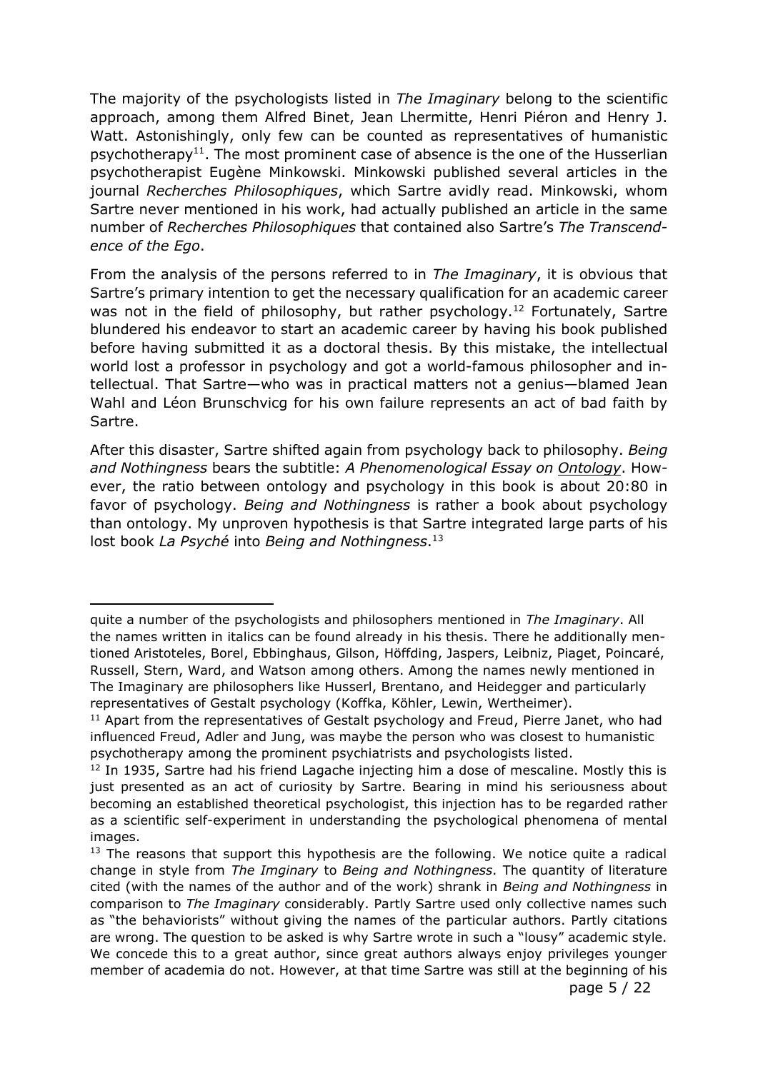The majority of the psychologists listed in *The Imaginary* belong to the scientific approach, among them Alfred Binet, Jean Lhermitte, Henri Piéron and Henry J. Watt. Astonishingly, only few can be counted as representatives of humanistic psychotherapy[11]. The most prominent case of absence is the one of the Husserlian psychotherapist Eugène Minkowski. Minkowski published several articles in the journal *Recherches Philosophiques*, which Sartre avidly read. Minkowski, whom Sartre never mentioned in his work, had actually published an article in the same number of *Recherches Philosophiques* that contained also Sartre's *The Transcendence of the Ego*.

From the analysis of the persons referred to in *The Imaginary*, it is obvious that Sartre's primary intention to get the necessary qualification for an academic career was not in the field of philosophy, but rather psychology.[12] Fortunately, Sartre blundered his endeavor to start an academic career by having his book published before having submitted it as a doctoral thesis. By this mistake, the intellectual world lost a professor in psychology and got a world-famous philosopher and intellectual. That Sartre—who was in practical matters not a genius—blamed Jean Wahl and Léon Brunschvicg for his own failure represents an act of bad faith by Sartre.

After this disaster, Sartre shifted again from psychology back to philosophy. *Being and Nothingness* bears the subtitle: *A Phenomenological Essay on Ontology*. However, the ratio between ontology and psychology in this book is about 20:80 in favor of psychology. *Being and Nothingness* is rather a book about psychology than ontology. My unproven hypothesis is that Sartre integrated large parts of his lost book *La Psyché* into *Being and Nothingness*.[13]

---

quite a number of the psychologists and philosophers mentioned in *The Imaginary*. All the names written in italics can be found already in his thesis. There he additionally mentioned Aristoteles, Borel, Ebbinghaus, Gilson, Höffding, Jaspers, Leibniz, Piaget, Poincaré, Russell, Stern, Ward, and Watson among others. Among the names newly mentioned in The Imaginary are philosophers like Husserl, Brentano, and Heidegger and particularly representatives of Gestalt psychology (Koffka, Köhler, Lewin, Wertheimer).

[11] Apart from the representatives of Gestalt psychology and Freud, Pierre Janet, who had influenced Freud, Adler and Jung, was maybe the person who was closest to humanistic psychotherapy among the prominent psychiatrists and psychologists listed.

[12] In 1935, Sartre had his friend Lagache injecting him a dose of mescaline. Mostly this is just presented as an act of curiosity by Sartre. Bearing in mind his seriousness about becoming an established theoretical psychologist, this injection has to be regarded rather as a scientific self-experiment in understanding the psychological phenomena of mental images.

[13] The reasons that support this hypothesis are the following. We notice quite a radical change in style from *The Imginary* to *Being and Nothingness*. The quantity of literature cited (with the names of the author and of the work) shrank in *Being and Nothingness* in comparison to *The Imaginary* considerably. Partly Sartre used only collective names such as "the behaviorists" without giving the names of the particular authors. Partly citations are wrong. The question to be asked is why Sartre wrote in such a "lousy" academic style. We concede this to a great author, since great authors always enjoy privileges younger member of academia do not. However, at that time Sartre was still at the beginning of his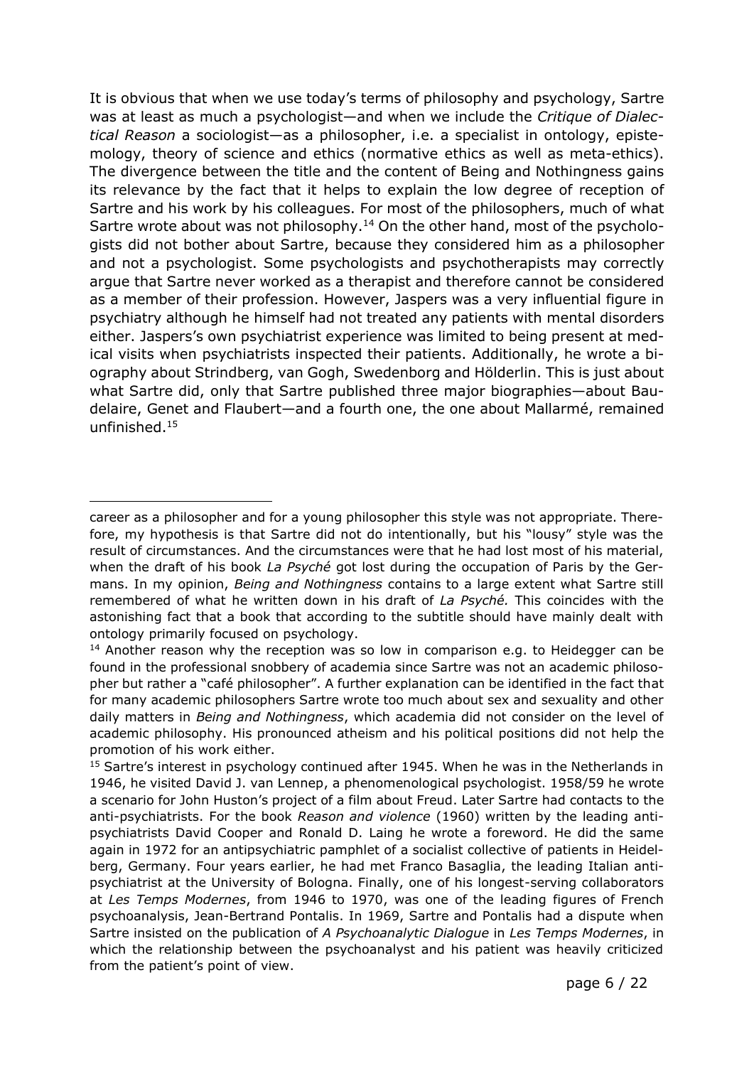It is obvious that when we use today's terms of philosophy and psychology, Sartre was at least as much a psychologist—and when we include the *Critique of Dialectical Reason* a sociologist—as a philosopher, i.e. a specialist in ontology, epistemology, theory of science and ethics (normative ethics as well as meta-ethics). The divergence between the title and the content of Being and Nothingness gains its relevance by the fact that it helps to explain the low degree of reception of Sartre and his work by his colleagues. For most of the philosophers, much of what Sartre wrote about was not philosophy.[14] On the other hand, most of the psychologists did not bother about Sartre, because they considered him as a philosopher and not a psychologist. Some psychologists and psychotherapists may correctly argue that Sartre never worked as a therapist and therefore cannot be considered as a member of their profession. However, Jaspers was a very influential figure in psychiatry although he himself had not treated any patients with mental disorders either. Jaspers's own psychiatrist experience was limited to being present at medical visits when psychiatrists inspected their patients. Additionally, he wrote a biography about Strindberg, van Gogh, Swedenborg and Hölderlin. This is just about what Sartre did, only that Sartre published three major biographies—about Baudelaire, Genet and Flaubert—and a fourth one, the one about Mallarmé, remained unfinished.[15]

---

career as a philosopher and for a young philosopher this style was not appropriate. Therefore, my hypothesis is that Sartre did not do intentionally, but his "lousy" style was the result of circumstances. And the circumstances were that he had lost most of his material, when the draft of his book *La Psyché* got lost during the occupation of Paris by the Germans. In my opinion, *Being and Nothingness* contains to a large extent what Sartre still remembered of what he written down in his draft of *La Psyché.* This coincides with the astonishing fact that a book that according to the subtitle should have mainly dealt with ontology primarily focused on psychology.

[14] Another reason why the reception was so low in comparison e.g. to Heidegger can be found in the professional snobbery of academia since Sartre was not an academic philosopher but rather a "café philosopher". A further explanation can be identified in the fact that for many academic philosophers Sartre wrote too much about sex and sexuality and other daily matters in *Being and Nothingness*, which academia did not consider on the level of academic philosophy. His pronounced atheism and his political positions did not help the promotion of his work either.

[15] Sartre's interest in psychology continued after 1945. When he was in the Netherlands in 1946, he visited David J. van Lennep, a phenomenological psychologist. 1958/59 he wrote a scenario for John Huston's project of a film about Freud. Later Sartre had contacts to the anti-psychiatrists. For the book *Reason and violence* (1960) written by the leading anti-psychiatrists David Cooper and Ronald D. Laing he wrote a foreword. He did the same again in 1972 for an antipsychiatric pamphlet of a socialist collective of patients in Heidelberg, Germany. Four years earlier, he had met Franco Basaglia, the leading Italian anti-psychiatrist at the University of Bologna. Finally, one of his longest-serving collaborators at *Les Temps Modernes*, from 1946 to 1970, was one of the leading figures of French psychoanalysis, Jean-Bertrand Pontalis. In 1969, Sartre and Pontalis had a dispute when Sartre insisted on the publication of *A Psychoanalytic Dialogue* in *Les Temps Modernes*, in which the relationship between the psychoanalyst and his patient was heavily criticized from the patient's point of view.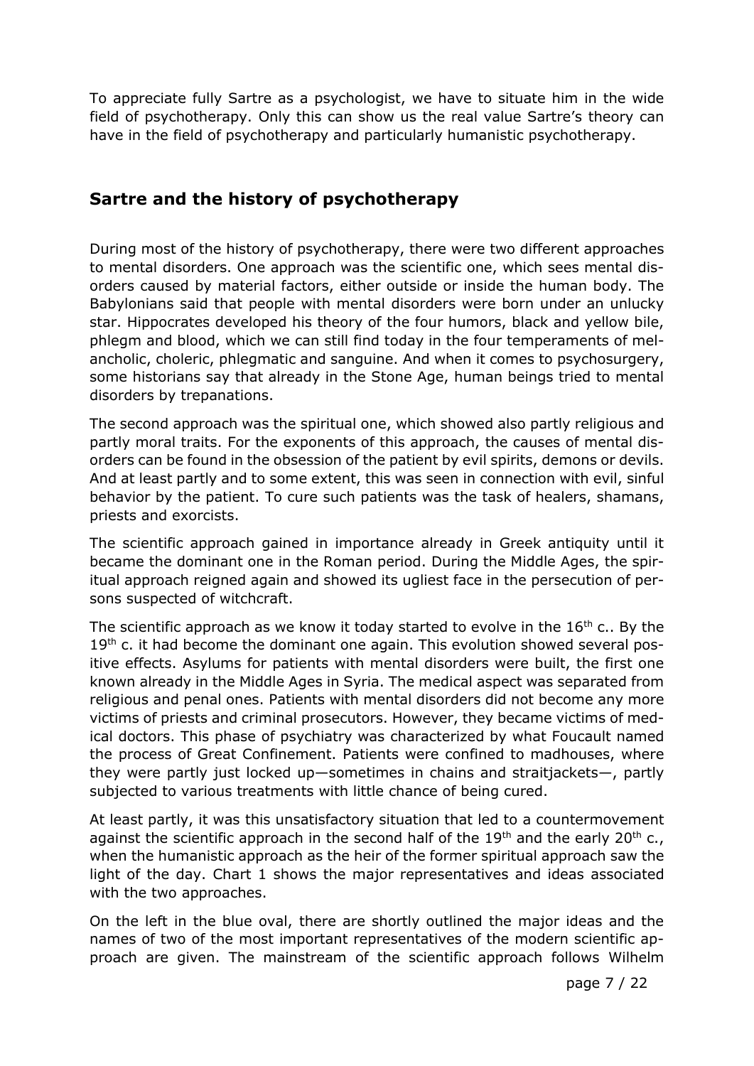To appreciate fully Sartre as a psychologist, we have to situate him in the wide field of psychotherapy. Only this can show us the real value Sartre's theory can have in the field of psychotherapy and particularly humanistic psychotherapy.

## Sartre and the history of psychotherapy

During most of the history of psychotherapy, there were two different approaches to mental disorders. One approach was the scientific one, which sees mental disorders caused by material factors, either outside or inside the human body. The Babylonians said that people with mental disorders were born under an unlucky star. Hippocrates developed his theory of the four humors, black and yellow bile, phlegm and blood, which we can still find today in the four temperaments of melancholic, choleric, phlegmatic and sanguine. And when it comes to psychosurgery, some historians say that already in the Stone Age, human beings tried to mental disorders by trepanations.

The second approach was the spiritual one, which showed also partly religious and partly moral traits. For the exponents of this approach, the causes of mental disorders can be found in the obsession of the patient by evil spirits, demons or devils. And at least partly and to some extent, this was seen in connection with evil, sinful behavior by the patient. To cure such patients was the task of healers, shamans, priests and exorcists.

The scientific approach gained in importance already in Greek antiquity until it became the dominant one in the Roman period. During the Middle Ages, the spiritual approach reigned again and showed its ugliest face in the persecution of persons suspected of witchcraft.

The scientific approach as we know it today started to evolve in the 16th c.. By the 19th c. it had become the dominant one again. This evolution showed several positive effects. Asylums for patients with mental disorders were built, the first one known already in the Middle Ages in Syria. The medical aspect was separated from religious and penal ones. Patients with mental disorders did not become any more victims of priests and criminal prosecutors. However, they became victims of medical doctors. This phase of psychiatry was characterized by what Foucault named the process of Great Confinement. Patients were confined to madhouses, where they were partly just locked up—sometimes in chains and straitjackets—, partly subjected to various treatments with little chance of being cured.

At least partly, it was this unsatisfactory situation that led to a countermovement against the scientific approach in the second half of the 19th and the early 20th c., when the humanistic approach as the heir of the former spiritual approach saw the light of the day. Chart 1 shows the major representatives and ideas associated with the two approaches.

On the left in the blue oval, there are shortly outlined the major ideas and the names of two of the most important representatives of the modern scientific approach are given. The mainstream of the scientific approach follows Wilhelm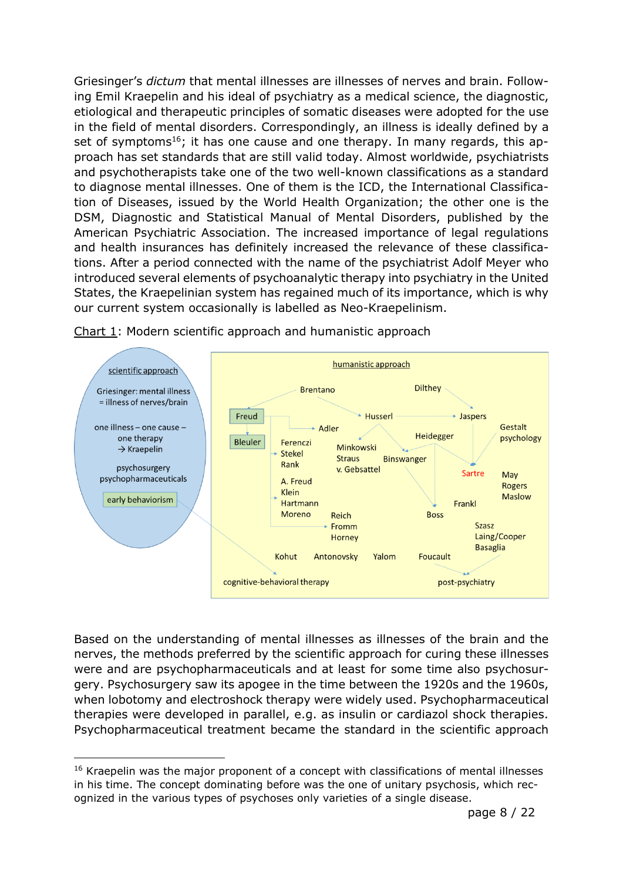Griesinger's *dictum* that mental illnesses are illnesses of nerves and brain. Following Emil Kraepelin and his ideal of psychiatry as a medical science, the diagnostic, etiological and therapeutic principles of somatic diseases were adopted for the use in the field of mental disorders. Correspondingly, an illness is ideally defined by a set of symptoms[16]; it has one cause and one therapy. In many regards, this approach has set standards that are still valid today. Almost worldwide, psychiatrists and psychotherapists take one of the two well-known classifications as a standard to diagnose mental illnesses. One of them is the ICD, the International Classification of Diseases, issued by the World Health Organization; the other one is the DSM, Diagnostic and Statistical Manual of Mental Disorders, published by the American Psychiatric Association. The increased importance of legal regulations and health insurances has definitely increased the relevance of these classifications. After a period connected with the name of the psychiatrist Adolf Meyer who introduced several elements of psychoanalytic therapy into psychiatry in the United States, the Kraepelinian system has regained much of its importance, which is why our current system occasionally is labelled as Neo-Kraepelinism.

Chart 1: Modern scientific approach and humanistic approach

Based on the understanding of mental illnesses as illnesses of the brain and the nerves, the methods preferred by the scientific approach for curing these illnesses were and are psychopharmaceuticals and at least for some time also psychosurgery. Psychosurgery saw its apogee in the time between the 1920s and the 1960s, when lobotomy and electroshock therapy were widely used. Psychopharmaceutical therapies were developed in parallel, e.g. as insulin or cardiazol shock therapies. Psychopharmaceutical treatment became the standard in the scientific approach

[16] Kraepelin was the major proponent of a concept with classifications of mental illnesses in his time. The concept dominating before was the one of unitary psychosis, which recognized in the various types of psychoses only varieties of a single disease.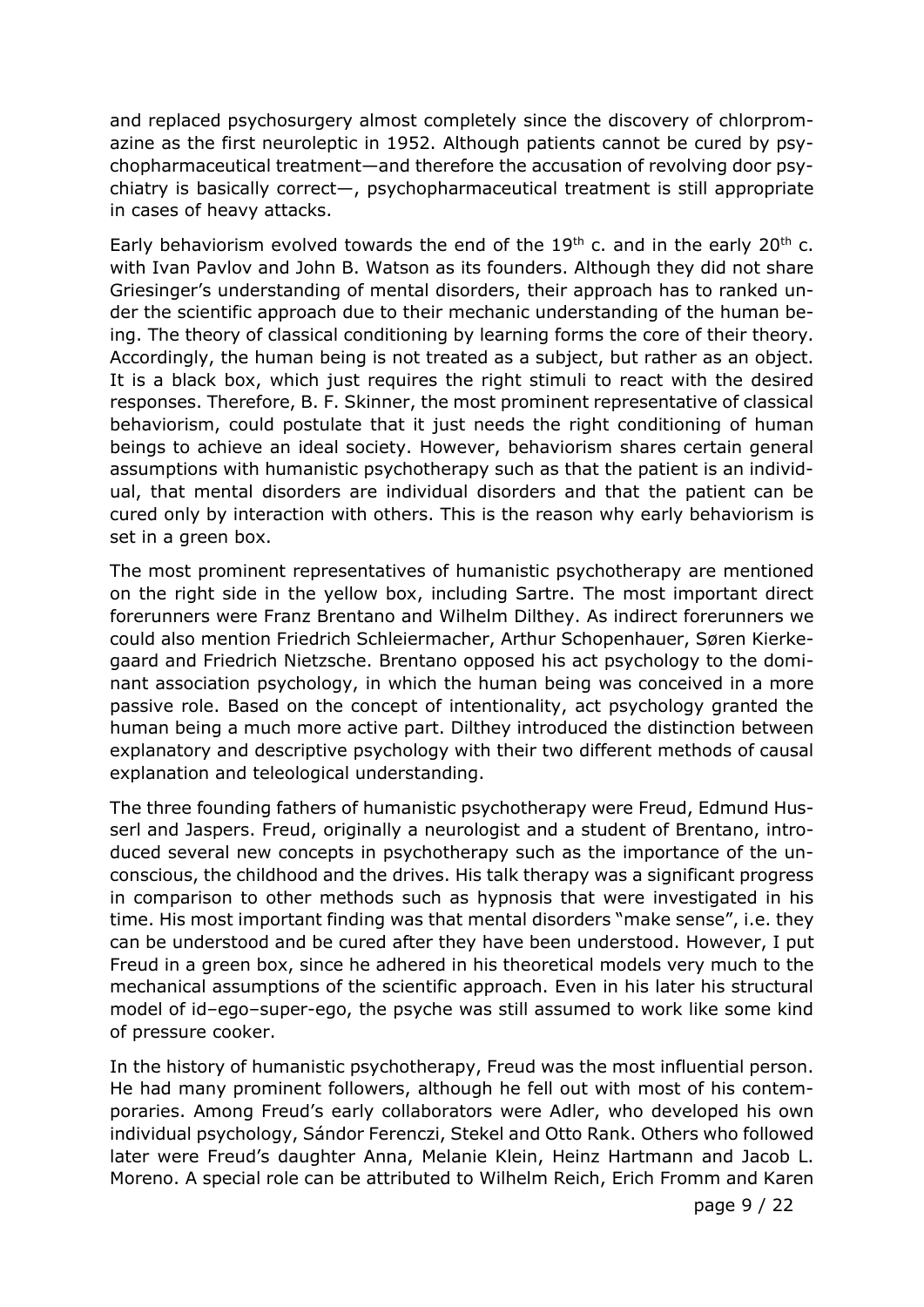and replaced psychosurgery almost completely since the discovery of chlorpromazine as the first neuroleptic in 1952. Although patients cannot be cured by psychopharmaceutical treatment—and therefore the accusation of revolving door psychiatry is basically correct—, psychopharmaceutical treatment is still appropriate in cases of heavy attacks.

Early behaviorism evolved towards the end of the 19th c. and in the early 20th c. with Ivan Pavlov and John B. Watson as its founders. Although they did not share Griesinger's understanding of mental disorders, their approach has to ranked under the scientific approach due to their mechanic understanding of the human being. The theory of classical conditioning by learning forms the core of their theory. Accordingly, the human being is not treated as a subject, but rather as an object. It is a black box, which just requires the right stimuli to react with the desired responses. Therefore, B. F. Skinner, the most prominent representative of classical behaviorism, could postulate that it just needs the right conditioning of human beings to achieve an ideal society. However, behaviorism shares certain general assumptions with humanistic psychotherapy such as that the patient is an individual, that mental disorders are individual disorders and that the patient can be cured only by interaction with others. This is the reason why early behaviorism is set in a green box.

The most prominent representatives of humanistic psychotherapy are mentioned on the right side in the yellow box, including Sartre. The most important direct forerunners were Franz Brentano and Wilhelm Dilthey. As indirect forerunners we could also mention Friedrich Schleiermacher, Arthur Schopenhauer, Søren Kierkegaard and Friedrich Nietzsche. Brentano opposed his act psychology to the dominant association psychology, in which the human being was conceived in a more passive role. Based on the concept of intentionality, act psychology granted the human being a much more active part. Dilthey introduced the distinction between explanatory and descriptive psychology with their two different methods of causal explanation and teleological understanding.

The three founding fathers of humanistic psychotherapy were Freud, Edmund Husserl and Jaspers. Freud, originally a neurologist and a student of Brentano, introduced several new concepts in psychotherapy such as the importance of the unconscious, the childhood and the drives. His talk therapy was a significant progress in comparison to other methods such as hypnosis that were investigated in his time. His most important finding was that mental disorders "make sense", i.e. they can be understood and be cured after they have been understood. However, I put Freud in a green box, since he adhered in his theoretical models very much to the mechanical assumptions of the scientific approach. Even in his later his structural model of id–ego–super-ego, the psyche was still assumed to work like some kind of pressure cooker.

In the history of humanistic psychotherapy, Freud was the most influential person. He had many prominent followers, although he fell out with most of his contemporaries. Among Freud's early collaborators were Adler, who developed his own individual psychology, Sándor Ferenczi, Stekel and Otto Rank. Others who followed later were Freud's daughter Anna, Melanie Klein, Heinz Hartmann and Jacob L. Moreno. A special role can be attributed to Wilhelm Reich, Erich Fromm and Karen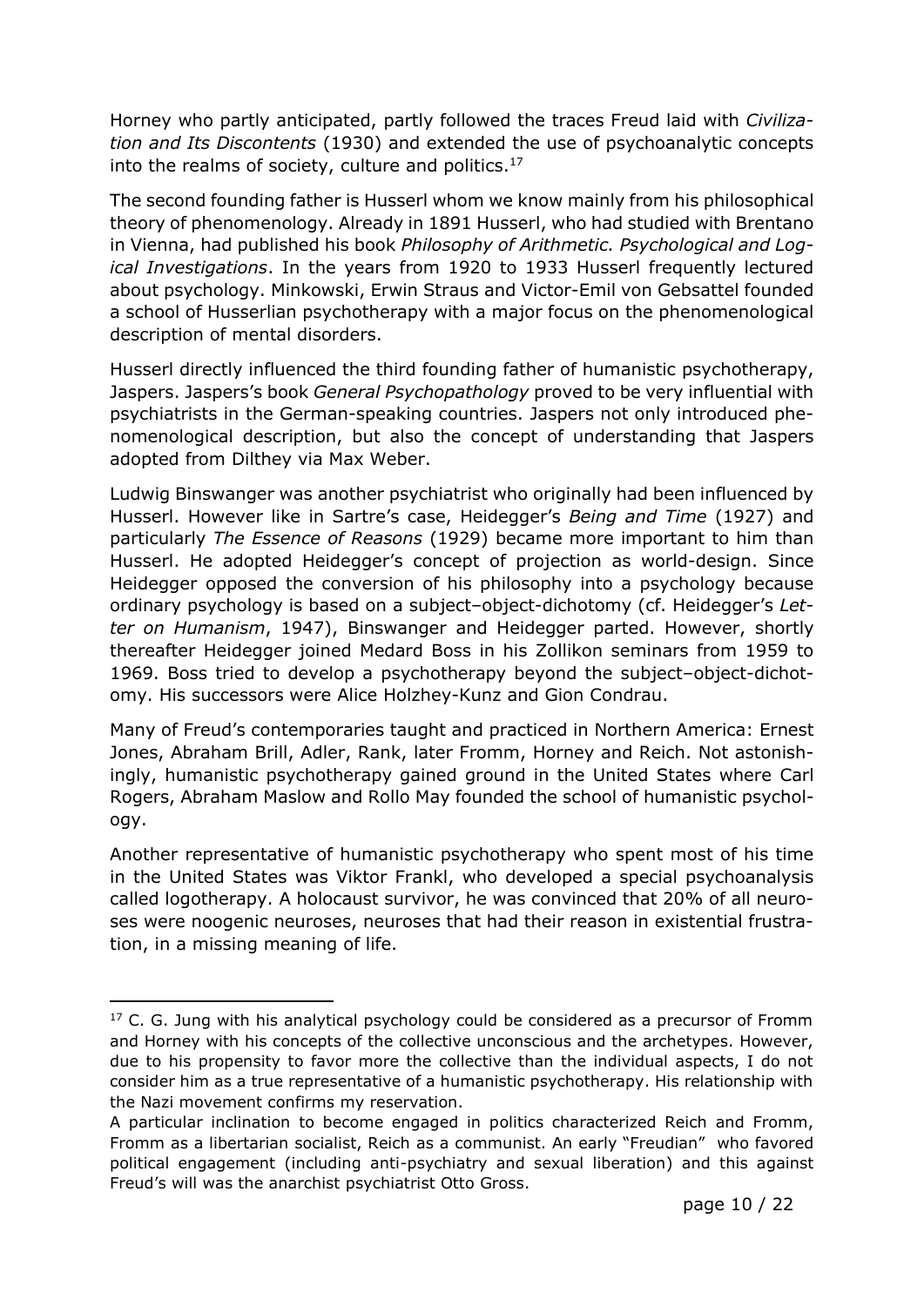Horney who partly anticipated, partly followed the traces Freud laid with *Civilization and Its Discontents* (1930) and extended the use of psychoanalytic concepts into the realms of society, culture and politics.[17]

The second founding father is Husserl whom we know mainly from his philosophical theory of phenomenology. Already in 1891 Husserl, who had studied with Brentano in Vienna, had published his book *Philosophy of Arithmetic. Psychological and Logical Investigations*. In the years from 1920 to 1933 Husserl frequently lectured about psychology. Minkowski, Erwin Straus and Victor-Emil von Gebsattel founded a school of Husserlian psychotherapy with a major focus on the phenomenological description of mental disorders.

Husserl directly influenced the third founding father of humanistic psychotherapy, Jaspers. Jaspers's book *General Psychopathology* proved to be very influential with psychiatrists in the German-speaking countries. Jaspers not only introduced phenomenological description, but also the concept of understanding that Jaspers adopted from Dilthey via Max Weber.

Ludwig Binswanger was another psychiatrist who originally had been influenced by Husserl. However like in Sartre's case, Heidegger's *Being and Time* (1927) and particularly *The Essence of Reasons* (1929) became more important to him than Husserl. He adopted Heidegger's concept of projection as world-design. Since Heidegger opposed the conversion of his philosophy into a psychology because ordinary psychology is based on a subject–object-dichotomy (cf. Heidegger's *Letter on Humanism*, 1947), Binswanger and Heidegger parted. However, shortly thereafter Heidegger joined Medard Boss in his Zollikon seminars from 1959 to 1969. Boss tried to develop a psychotherapy beyond the subject–object-dichotomy. His successors were Alice Holzhey-Kunz and Gion Condrau.

Many of Freud's contemporaries taught and practiced in Northern America: Ernest Jones, Abraham Brill, Adler, Rank, later Fromm, Horney and Reich. Not astonishingly, humanistic psychotherapy gained ground in the United States where Carl Rogers, Abraham Maslow and Rollo May founded the school of humanistic psychology.

Another representative of humanistic psychotherapy who spent most of his time in the United States was Viktor Frankl, who developed a special psychoanalysis called logotherapy. A holocaust survivor, he was convinced that 20% of all neuroses were noogenic neuroses, neuroses that had their reason in existential frustration, in a missing meaning of life.

---

[17] C. G. Jung with his analytical psychology could be considered as a precursor of Fromm and Horney with his concepts of the collective unconscious and the archetypes. However, due to his propensity to favor more the collective than the individual aspects, I do not consider him as a true representative of a humanistic psychotherapy. His relationship with the Nazi movement confirms my reservation.

A particular inclination to become engaged in politics characterized Reich and Fromm, Fromm as a libertarian socialist, Reich as a communist. An early "Freudian" who favored political engagement (including anti-psychiatry and sexual liberation) and this against Freud's will was the anarchist psychiatrist Otto Gross.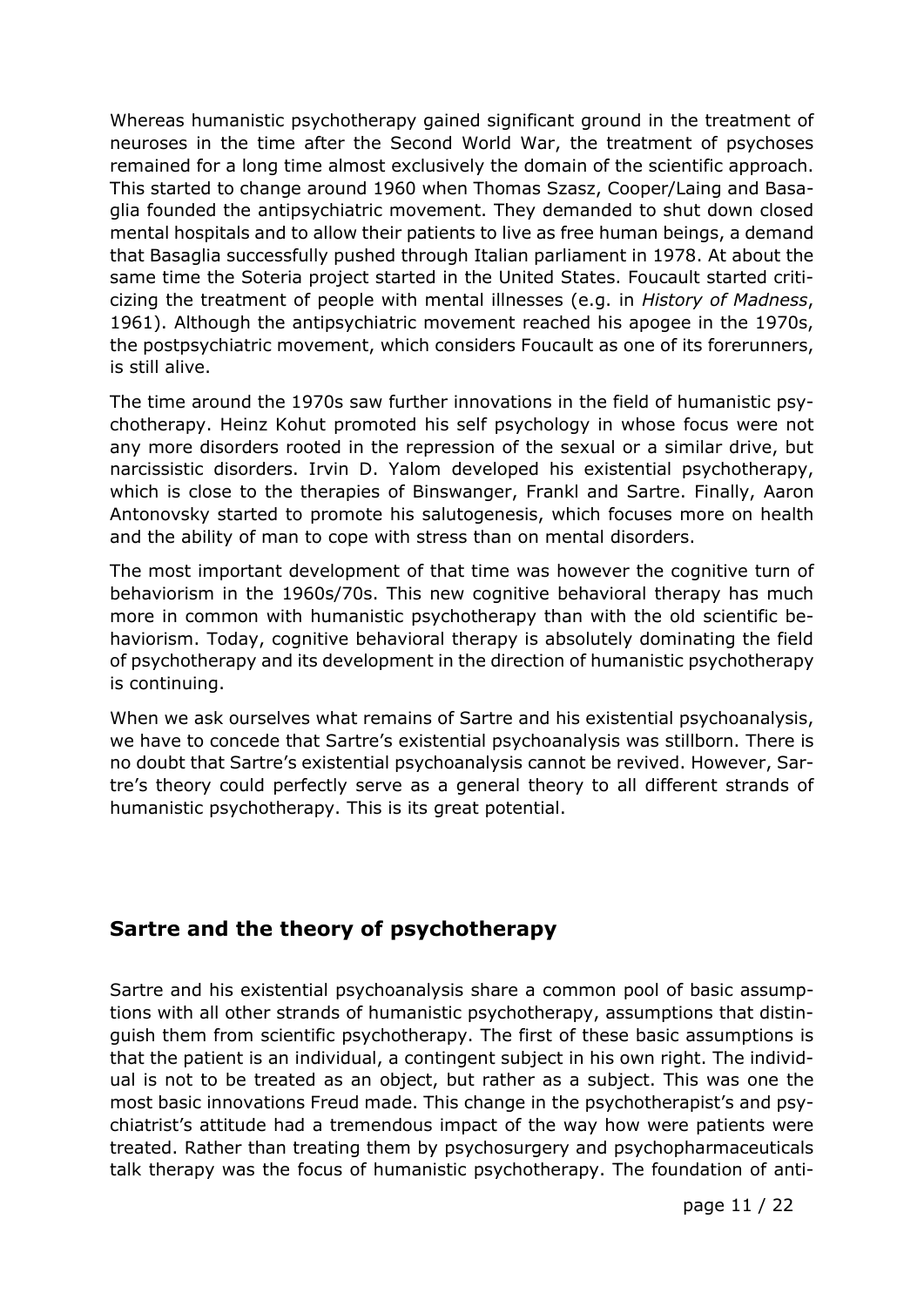Whereas humanistic psychotherapy gained significant ground in the treatment of neuroses in the time after the Second World War, the treatment of psychoses remained for a long time almost exclusively the domain of the scientific approach. This started to change around 1960 when Thomas Szasz, Cooper/Laing and Basaglia founded the antipsychiatric movement. They demanded to shut down closed mental hospitals and to allow their patients to live as free human beings, a demand that Basaglia successfully pushed through Italian parliament in 1978. At about the same time the Soteria project started in the United States. Foucault started criticizing the treatment of people with mental illnesses (e.g. in *History of Madness*, 1961). Although the antipsychiatric movement reached his apogee in the 1970s, the postpsychiatric movement, which considers Foucault as one of its forerunners, is still alive.

The time around the 1970s saw further innovations in the field of humanistic psychotherapy. Heinz Kohut promoted his self psychology in whose focus were not any more disorders rooted in the repression of the sexual or a similar drive, but narcissistic disorders. Irvin D. Yalom developed his existential psychotherapy, which is close to the therapies of Binswanger, Frankl and Sartre. Finally, Aaron Antonovsky started to promote his salutogenesis, which focuses more on health and the ability of man to cope with stress than on mental disorders.

The most important development of that time was however the cognitive turn of behaviorism in the 1960s/70s. This new cognitive behavioral therapy has much more in common with humanistic psychotherapy than with the old scientific behaviorism. Today, cognitive behavioral therapy is absolutely dominating the field of psychotherapy and its development in the direction of humanistic psychotherapy is continuing.

When we ask ourselves what remains of Sartre and his existential psychoanalysis, we have to concede that Sartre's existential psychoanalysis was stillborn. There is no doubt that Sartre's existential psychoanalysis cannot be revived. However, Sartre's theory could perfectly serve as a general theory to all different strands of humanistic psychotherapy. This is its great potential.

## Sartre and the theory of psychotherapy

Sartre and his existential psychoanalysis share a common pool of basic assumptions with all other strands of humanistic psychotherapy, assumptions that distinguish them from scientific psychotherapy. The first of these basic assumptions is that the patient is an individual, a contingent subject in his own right. The individual is not to be treated as an object, but rather as a subject. This was one the most basic innovations Freud made. This change in the psychotherapist's and psychiatrist's attitude had a tremendous impact of the way how were patients were treated. Rather than treating them by psychosurgery and psychopharmaceuticals talk therapy was the focus of humanistic psychotherapy. The foundation of anti-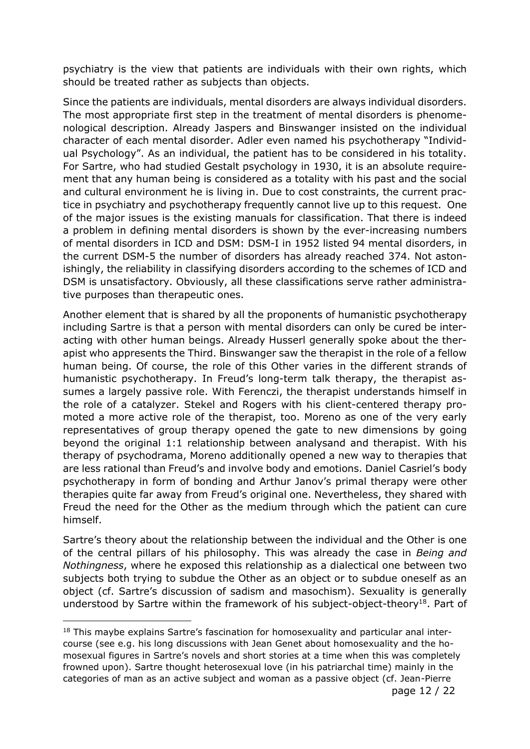psychiatry is the view that patients are individuals with their own rights, which should be treated rather as subjects than objects.

Since the patients are individuals, mental disorders are always individual disorders. The most appropriate first step in the treatment of mental disorders is phenomenological description. Already Jaspers and Binswanger insisted on the individual character of each mental disorder. Adler even named his psychotherapy "Individual Psychology". As an individual, the patient has to be considered in his totality. For Sartre, who had studied Gestalt psychology in 1930, it is an absolute requirement that any human being is considered as a totality with his past and the social and cultural environment he is living in. Due to cost constraints, the current practice in psychiatry and psychotherapy frequently cannot live up to this request. One of the major issues is the existing manuals for classification. That there is indeed a problem in defining mental disorders is shown by the ever-increasing numbers of mental disorders in ICD and DSM: DSM-I in 1952 listed 94 mental disorders, in the current DSM-5 the number of disorders has already reached 374. Not astonishingly, the reliability in classifying disorders according to the schemes of ICD and DSM is unsatisfactory. Obviously, all these classifications serve rather administrative purposes than therapeutic ones.

Another element that is shared by all the proponents of humanistic psychotherapy including Sartre is that a person with mental disorders can only be cured be interacting with other human beings. Already Husserl generally spoke about the therapist who appresents the Third. Binswanger saw the therapist in the role of a fellow human being. Of course, the role of this Other varies in the different strands of humanistic psychotherapy. In Freud's long-term talk therapy, the therapist assumes a largely passive role. With Ferenczi, the therapist understands himself in the role of a catalyzer. Stekel and Rogers with his client-centered therapy promoted a more active role of the therapist, too. Moreno as one of the very early representatives of group therapy opened the gate to new dimensions by going beyond the original 1:1 relationship between analysand and therapist. With his therapy of psychodrama, Moreno additionally opened a new way to therapies that are less rational than Freud's and involve body and emotions. Daniel Casriel's body psychotherapy in form of bonding and Arthur Janov's primal therapy were other therapies quite far away from Freud's original one. Nevertheless, they shared with Freud the need for the Other as the medium through which the patient can cure himself.

Sartre's theory about the relationship between the individual and the Other is one of the central pillars of his philosophy. This was already the case in *Being and Nothingness*, where he exposed this relationship as a dialectical one between two subjects both trying to subdue the Other as an object or to subdue oneself as an object (cf. Sartre's discussion of sadism and masochism). Sexuality is generally understood by Sartre within the framework of his subject-object-theory[18]. Part of

[18] This maybe explains Sartre's fascination for homosexuality and particular anal intercourse (see e.g. his long discussions with Jean Genet about homosexuality and the homosexual figures in Sartre's novels and short stories at a time when this was completely frowned upon). Sartre thought heterosexual love (in his patriarchal time) mainly in the categories of man as an active subject and woman as a passive object (cf. Jean-Pierre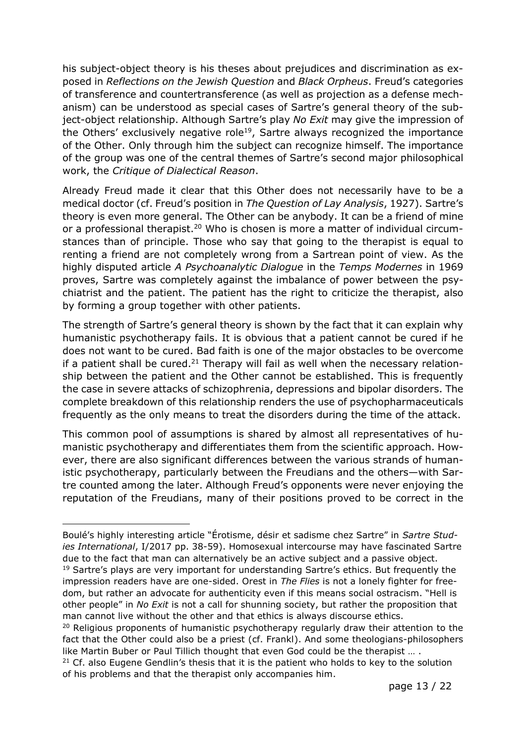his subject-object theory is his theses about prejudices and discrimination as exposed in *Reflections on the Jewish Question* and *Black Orpheus*. Freud's categories of transference and countertransference (as well as projection as a defense mechanism) can be understood as special cases of Sartre's general theory of the subject-object relationship. Although Sartre's play *No Exit* may give the impression of the Others' exclusively negative role[19], Sartre always recognized the importance of the Other. Only through him the subject can recognize himself. The importance of the group was one of the central themes of Sartre's second major philosophical work, the *Critique of Dialectical Reason*.

Already Freud made it clear that this Other does not necessarily have to be a medical doctor (cf. Freud's position in *The Question of Lay Analysis*, 1927). Sartre's theory is even more general. The Other can be anybody. It can be a friend of mine or a professional therapist.[20] Who is chosen is more a matter of individual circumstances than of principle. Those who say that going to the therapist is equal to renting a friend are not completely wrong from a Sartrean point of view. As the highly disputed article *A Psychoanalytic Dialogue* in the *Temps Modernes* in 1969 proves, Sartre was completely against the imbalance of power between the psychiatrist and the patient. The patient has the right to criticize the therapist, also by forming a group together with other patients.

The strength of Sartre's general theory is shown by the fact that it can explain why humanistic psychotherapy fails. It is obvious that a patient cannot be cured if he does not want to be cured. Bad faith is one of the major obstacles to be overcome if a patient shall be cured.[21] Therapy will fail as well when the necessary relationship between the patient and the Other cannot be established. This is frequently the case in severe attacks of schizophrenia, depressions and bipolar disorders. The complete breakdown of this relationship renders the use of psychopharmaceuticals frequently as the only means to treat the disorders during the time of the attack.

This common pool of assumptions is shared by almost all representatives of humanistic psychotherapy and differentiates them from the scientific approach. However, there are also significant differences between the various strands of humanistic psychotherapy, particularly between the Freudians and the others—with Sartre counted among the later. Although Freud's opponents were never enjoying the reputation of the Freudians, many of their positions proved to be correct in the

---

Boulé's highly interesting article "Érotisme, désir et sadisme chez Sartre" in *Sartre Studies International*, I/2017 pp. 38-59). Homosexual intercourse may have fascinated Sartre due to the fact that man can alternatively be an active subject and a passive object.

[19] Sartre's plays are very important for understanding Sartre's ethics. But frequently the impression readers have are one-sided. Orest in *The Flies* is not a lonely fighter for freedom, but rather an advocate for authenticity even if this means social ostracism. "Hell is other people" in *No Exit* is not a call for shunning society, but rather the proposition that man cannot live without the other and that ethics is always discourse ethics.

[20] Religious proponents of humanistic psychotherapy regularly draw their attention to the fact that the Other could also be a priest (cf. Frankl). And some theologians-philosophers like Martin Buber or Paul Tillich thought that even God could be the therapist … .

[21] Cf. also Eugene Gendlin's thesis that it is the patient who holds to key to the solution of his problems and that the therapist only accompanies him.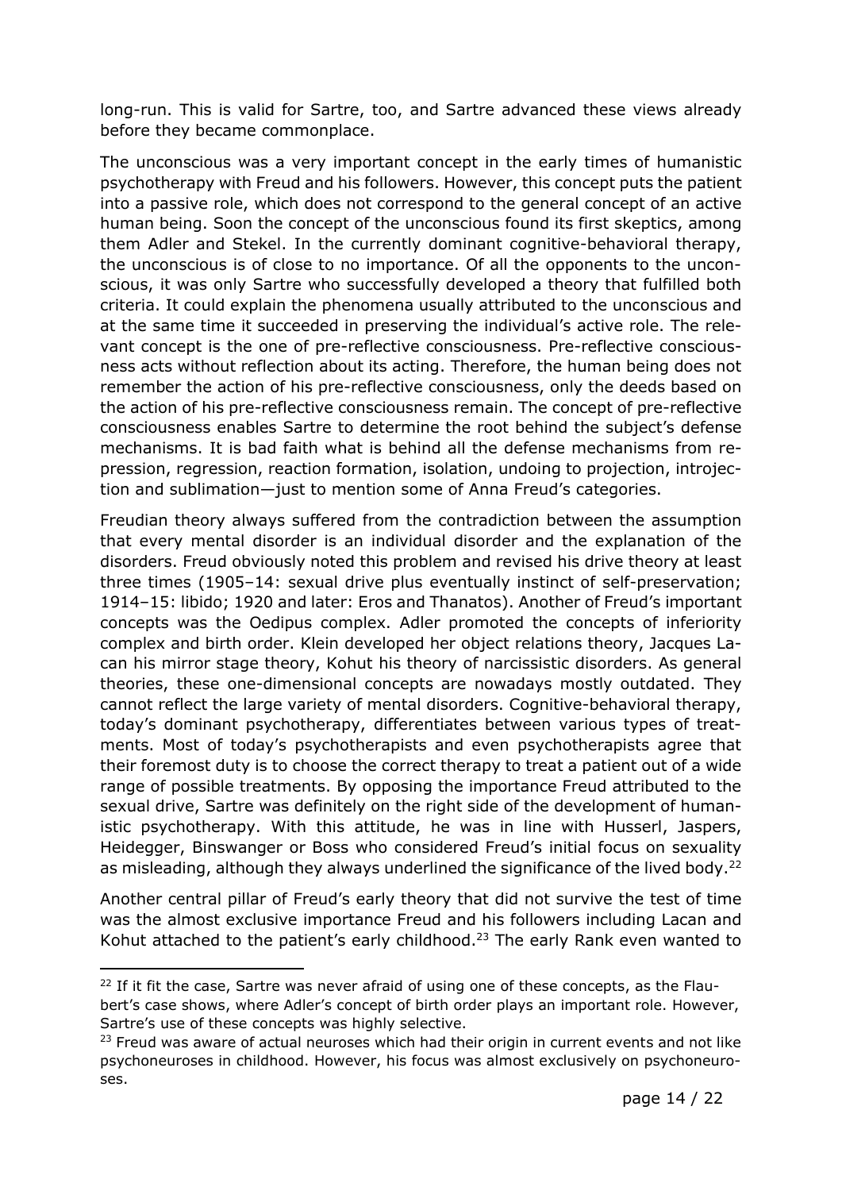long-run. This is valid for Sartre, too, and Sartre advanced these views already before they became commonplace.

The unconscious was a very important concept in the early times of humanistic psychotherapy with Freud and his followers. However, this concept puts the patient into a passive role, which does not correspond to the general concept of an active human being. Soon the concept of the unconscious found its first skeptics, among them Adler and Stekel. In the currently dominant cognitive-behavioral therapy, the unconscious is of close to no importance. Of all the opponents to the unconscious, it was only Sartre who successfully developed a theory that fulfilled both criteria. It could explain the phenomena usually attributed to the unconscious and at the same time it succeeded in preserving the individual's active role. The relevant concept is the one of pre-reflective consciousness. Pre-reflective consciousness acts without reflection about its acting. Therefore, the human being does not remember the action of his pre-reflective consciousness, only the deeds based on the action of his pre-reflective consciousness remain. The concept of pre-reflective consciousness enables Sartre to determine the root behind the subject's defense mechanisms. It is bad faith what is behind all the defense mechanisms from repression, regression, reaction formation, isolation, undoing to projection, introjection and sublimation—just to mention some of Anna Freud's categories.

Freudian theory always suffered from the contradiction between the assumption that every mental disorder is an individual disorder and the explanation of the disorders. Freud obviously noted this problem and revised his drive theory at least three times (1905–14: sexual drive plus eventually instinct of self-preservation; 1914–15: libido; 1920 and later: Eros and Thanatos). Another of Freud's important concepts was the Oedipus complex. Adler promoted the concepts of inferiority complex and birth order. Klein developed her object relations theory, Jacques Lacan his mirror stage theory, Kohut his theory of narcissistic disorders. As general theories, these one-dimensional concepts are nowadays mostly outdated. They cannot reflect the large variety of mental disorders. Cognitive-behavioral therapy, today's dominant psychotherapy, differentiates between various types of treatments. Most of today's psychotherapists and even psychotherapists agree that their foremost duty is to choose the correct therapy to treat a patient out of a wide range of possible treatments. By opposing the importance Freud attributed to the sexual drive, Sartre was definitely on the right side of the development of humanistic psychotherapy. With this attitude, he was in line with Husserl, Jaspers, Heidegger, Binswanger or Boss who considered Freud's initial focus on sexuality as misleading, although they always underlined the significance of the lived body.[22]

Another central pillar of Freud's early theory that did not survive the test of time was the almost exclusive importance Freud and his followers including Lacan and Kohut attached to the patient's early childhood.[23] The early Rank even wanted to

[22] If it fit the case, Sartre was never afraid of using one of these concepts, as the Flaubert's case shows, where Adler's concept of birth order plays an important role. However, Sartre's use of these concepts was highly selective.

[23] Freud was aware of actual neuroses which had their origin in current events and not like psychoneuroses in childhood. However, his focus was almost exclusively on psychoneuroses.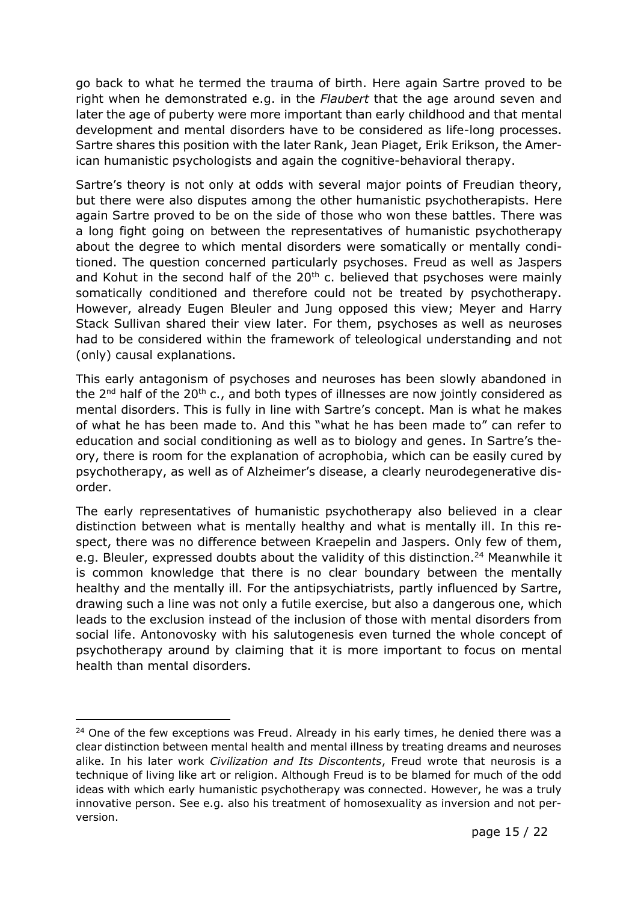go back to what he termed the trauma of birth. Here again Sartre proved to be right when he demonstrated e.g. in the *Flaubert* that the age around seven and later the age of puberty were more important than early childhood and that mental development and mental disorders have to be considered as life-long processes. Sartre shares this position with the later Rank, Jean Piaget, Erik Erikson, the American humanistic psychologists and again the cognitive-behavioral therapy.

Sartre's theory is not only at odds with several major points of Freudian theory, but there were also disputes among the other humanistic psychotherapists. Here again Sartre proved to be on the side of those who won these battles. There was a long fight going on between the representatives of humanistic psychotherapy about the degree to which mental disorders were somatically or mentally conditioned. The question concerned particularly psychoses. Freud as well as Jaspers and Kohut in the second half of the 20th c. believed that psychoses were mainly somatically conditioned and therefore could not be treated by psychotherapy. However, already Eugen Bleuler and Jung opposed this view; Meyer and Harry Stack Sullivan shared their view later. For them, psychoses as well as neuroses had to be considered within the framework of teleological understanding and not (only) causal explanations.

This early antagonism of psychoses and neuroses has been slowly abandoned in the 2nd half of the 20th c., and both types of illnesses are now jointly considered as mental disorders. This is fully in line with Sartre's concept. Man is what he makes of what he has been made to. And this "what he has been made to" can refer to education and social conditioning as well as to biology and genes. In Sartre's theory, there is room for the explanation of acrophobia, which can be easily cured by psychotherapy, as well as of Alzheimer's disease, a clearly neurodegenerative disorder.

The early representatives of humanistic psychotherapy also believed in a clear distinction between what is mentally healthy and what is mentally ill. In this respect, there was no difference between Kraepelin and Jaspers. Only few of them, e.g. Bleuler, expressed doubts about the validity of this distinction.[24] Meanwhile it is common knowledge that there is no clear boundary between the mentally healthy and the mentally ill. For the antipsychiatrists, partly influenced by Sartre, drawing such a line was not only a futile exercise, but also a dangerous one, which leads to the exclusion instead of the inclusion of those with mental disorders from social life. Antonovosky with his salutogenesis even turned the whole concept of psychotherapy around by claiming that it is more important to focus on mental health than mental disorders.

---

[24] One of the few exceptions was Freud. Already in his early times, he denied there was a clear distinction between mental health and mental illness by treating dreams and neuroses alike. In his later work *Civilization and Its Discontents*, Freud wrote that neurosis is a technique of living like art or religion. Although Freud is to be blamed for much of the odd ideas with which early humanistic psychotherapy was connected. However, he was a truly innovative person. See e.g. also his treatment of homosexuality as inversion and not perversion.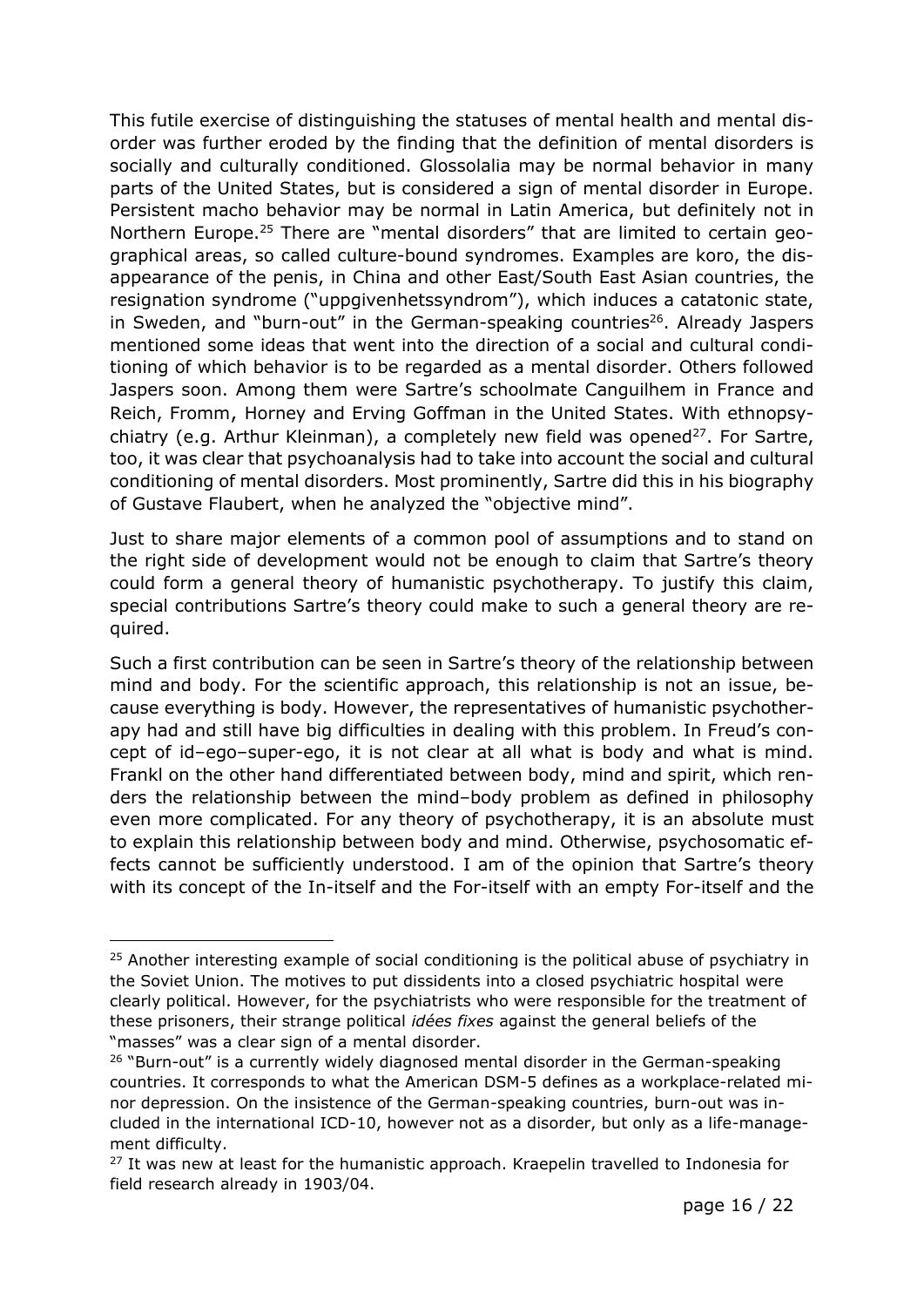This futile exercise of distinguishing the statuses of mental health and mental disorder was further eroded by the finding that the definition of mental disorders is socially and culturally conditioned. Glossolalia may be normal behavior in many parts of the United States, but is considered a sign of mental disorder in Europe. Persistent macho behavior may be normal in Latin America, but definitely not in Northern Europe.[25] There are "mental disorders" that are limited to certain geographical areas, so called culture-bound syndromes. Examples are koro, the disappearance of the penis, in China and other East/South East Asian countries, the resignation syndrome ("uppgivenhetssyndrom"), which induces a catatonic state, in Sweden, and "burn-out" in the German-speaking countries[26]. Already Jaspers mentioned some ideas that went into the direction of a social and cultural conditioning of which behavior is to be regarded as a mental disorder. Others followed Jaspers soon. Among them were Sartre's schoolmate Canguilhem in France and Reich, Fromm, Horney and Erving Goffman in the United States. With ethnopsychiatry (e.g. Arthur Kleinman), a completely new field was opened[27]. For Sartre, too, it was clear that psychoanalysis had to take into account the social and cultural conditioning of mental disorders. Most prominently, Sartre did this in his biography of Gustave Flaubert, when he analyzed the "objective mind".

Just to share major elements of a common pool of assumptions and to stand on the right side of development would not be enough to claim that Sartre's theory could form a general theory of humanistic psychotherapy. To justify this claim, special contributions Sartre's theory could make to such a general theory are required.

Such a first contribution can be seen in Sartre's theory of the relationship between mind and body. For the scientific approach, this relationship is not an issue, because everything is body. However, the representatives of humanistic psychotherapy had and still have big difficulties in dealing with this problem. In Freud's concept of id–ego–super-ego, it is not clear at all what is body and what is mind. Frankl on the other hand differentiated between body, mind and spirit, which renders the relationship between the mind–body problem as defined in philosophy even more complicated. For any theory of psychotherapy, it is an absolute must to explain this relationship between body and mind. Otherwise, psychosomatic effects cannot be sufficiently understood. I am of the opinion that Sartre's theory with its concept of the In-itself and the For-itself with an empty For-itself and the

---

[25] Another interesting example of social conditioning is the political abuse of psychiatry in the Soviet Union. The motives to put dissidents into a closed psychiatric hospital were clearly political. However, for the psychiatrists who were responsible for the treatment of these prisoners, their strange political *idées fixes* against the general beliefs of the "masses" was a clear sign of a mental disorder.

[26] "Burn-out" is a currently widely diagnosed mental disorder in the German-speaking countries. It corresponds to what the American DSM-5 defines as a workplace-related minor depression. On the insistence of the German-speaking countries, burn-out was included in the international ICD-10, however not as a disorder, but only as a life-management difficulty.

[27] It was new at least for the humanistic approach. Kraepelin travelled to Indonesia for field research already in 1903/04.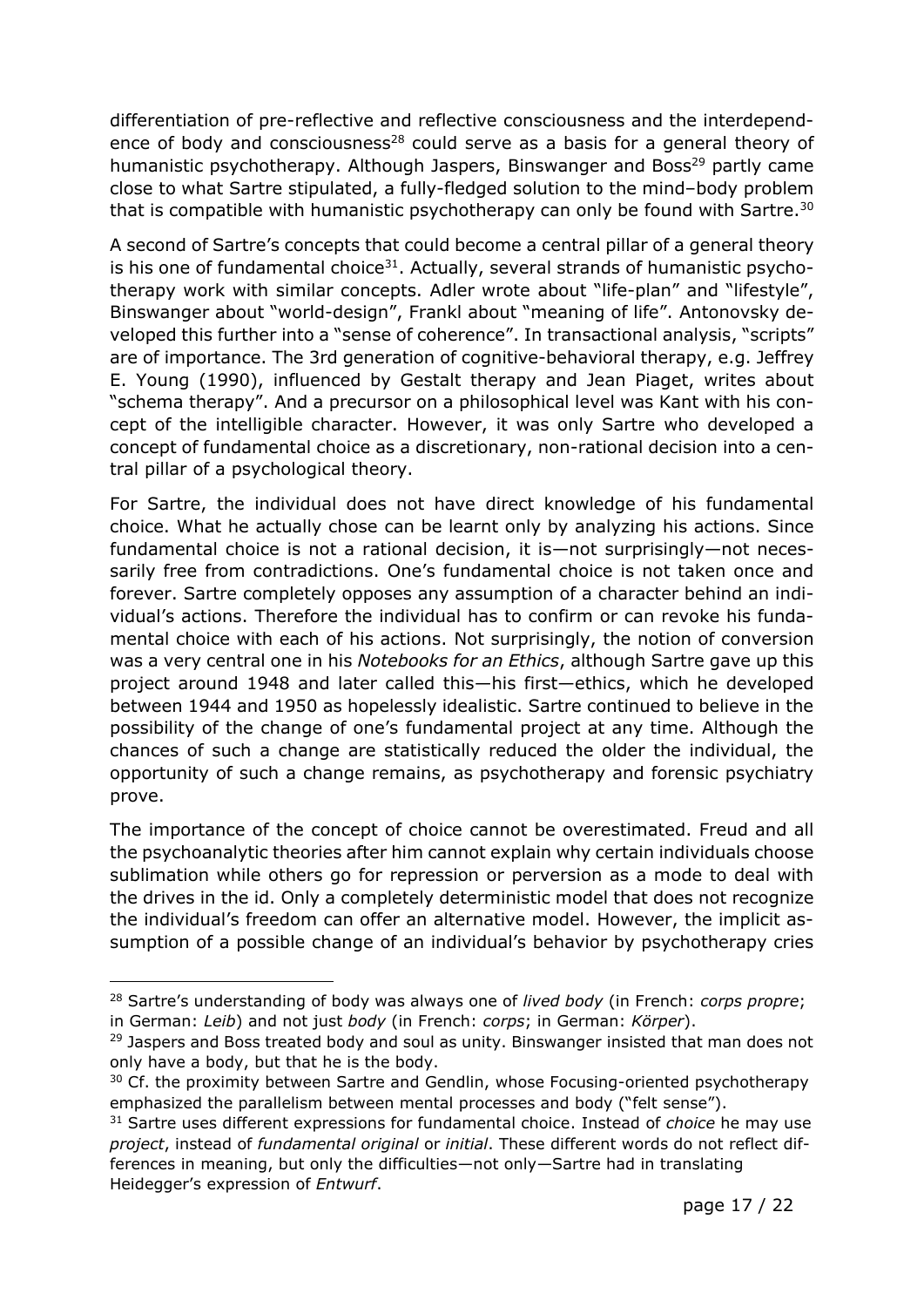differentiation of pre-reflective and reflective consciousness and the interdependence of body and consciousness[28] could serve as a basis for a general theory of humanistic psychotherapy. Although Jaspers, Binswanger and Boss[29] partly came close to what Sartre stipulated, a fully-fledged solution to the mind–body problem that is compatible with humanistic psychotherapy can only be found with Sartre.[30]

A second of Sartre's concepts that could become a central pillar of a general theory is his one of fundamental choice[31]. Actually, several strands of humanistic psychotherapy work with similar concepts. Adler wrote about "life-plan" and "lifestyle", Binswanger about "world-design", Frankl about "meaning of life". Antonovsky developed this further into a "sense of coherence". In transactional analysis, "scripts" are of importance. The 3rd generation of cognitive-behavioral therapy, e.g. Jeffrey E. Young (1990), influenced by Gestalt therapy and Jean Piaget, writes about "schema therapy". And a precursor on a philosophical level was Kant with his concept of the intelligible character. However, it was only Sartre who developed a concept of fundamental choice as a discretionary, non-rational decision into a central pillar of a psychological theory.

For Sartre, the individual does not have direct knowledge of his fundamental choice. What he actually chose can be learnt only by analyzing his actions. Since fundamental choice is not a rational decision, it is—not surprisingly—not necessarily free from contradictions. One's fundamental choice is not taken once and forever. Sartre completely opposes any assumption of a character behind an individual's actions. Therefore the individual has to confirm or can revoke his fundamental choice with each of his actions. Not surprisingly, the notion of conversion was a very central one in his *Notebooks for an Ethics*, although Sartre gave up this project around 1948 and later called this—his first—ethics, which he developed between 1944 and 1950 as hopelessly idealistic. Sartre continued to believe in the possibility of the change of one's fundamental project at any time. Although the chances of such a change are statistically reduced the older the individual, the opportunity of such a change remains, as psychotherapy and forensic psychiatry prove.

The importance of the concept of choice cannot be overestimated. Freud and all the psychoanalytic theories after him cannot explain why certain individuals choose sublimation while others go for repression or perversion as a mode to deal with the drives in the id. Only a completely deterministic model that does not recognize the individual's freedom can offer an alternative model. However, the implicit assumption of a possible change of an individual's behavior by psychotherapy cries

---

[28] Sartre's understanding of body was always one of *lived body* (in French: *corps propre*; in German: *Leib*) and not just *body* (in French: *corps*; in German: *Körper*).

[29] Jaspers and Boss treated body and soul as unity. Binswanger insisted that man does not only have a body, but that he is the body.

[30] Cf. the proximity between Sartre and Gendlin, whose Focusing-oriented psychotherapy emphasized the parallelism between mental processes and body ("felt sense").

[31] Sartre uses different expressions for fundamental choice. Instead of *choice* he may use *project*, instead of *fundamental original* or *initial*. These different words do not reflect differences in meaning, but only the difficulties—not only—Sartre had in translating Heidegger's expression of *Entwurf*.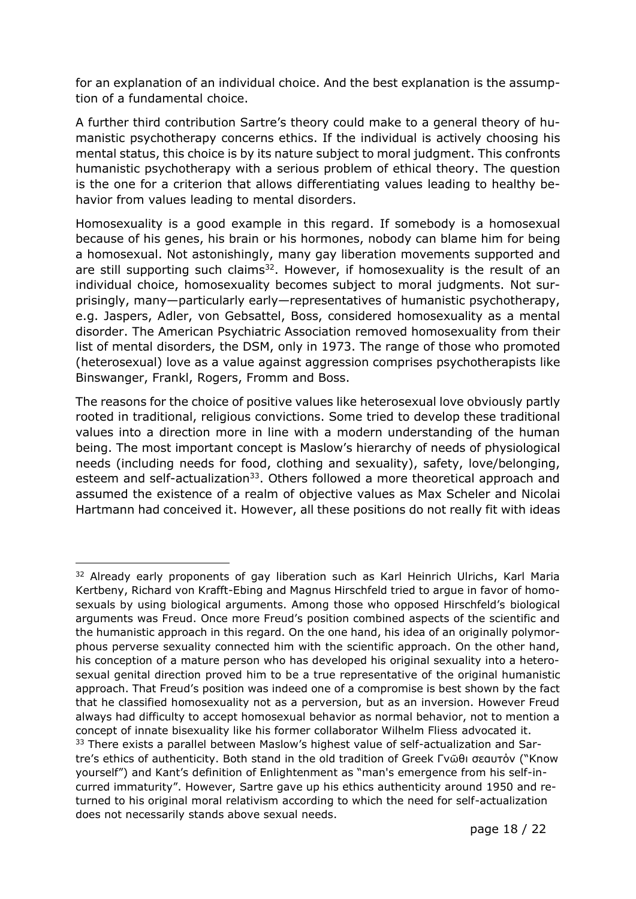for an explanation of an individual choice. And the best explanation is the assumption of a fundamental choice.

A further third contribution Sartre's theory could make to a general theory of humanistic psychotherapy concerns ethics. If the individual is actively choosing his mental status, this choice is by its nature subject to moral judgment. This confronts humanistic psychotherapy with a serious problem of ethical theory. The question is the one for a criterion that allows differentiating values leading to healthy behavior from values leading to mental disorders.

Homosexuality is a good example in this regard. If somebody is a homosexual because of his genes, his brain or his hormones, nobody can blame him for being a homosexual. Not astonishingly, many gay liberation movements supported and are still supporting such claims[32]. However, if homosexuality is the result of an individual choice, homosexuality becomes subject to moral judgments. Not surprisingly, many—particularly early—representatives of humanistic psychotherapy, e.g. Jaspers, Adler, von Gebsattel, Boss, considered homosexuality as a mental disorder. The American Psychiatric Association removed homosexuality from their list of mental disorders, the DSM, only in 1973. The range of those who promoted (heterosexual) love as a value against aggression comprises psychotherapists like Binswanger, Frankl, Rogers, Fromm and Boss.

The reasons for the choice of positive values like heterosexual love obviously partly rooted in traditional, religious convictions. Some tried to develop these traditional values into a direction more in line with a modern understanding of the human being. The most important concept is Maslow's hierarchy of needs of physiological needs (including needs for food, clothing and sexuality), safety, love/belonging, esteem and self-actualization[33]. Others followed a more theoretical approach and assumed the existence of a realm of objective values as Max Scheler and Nicolai Hartmann had conceived it. However, all these positions do not really fit with ideas

---

[32] Already early proponents of gay liberation such as Karl Heinrich Ulrichs, Karl Maria Kertbeny, Richard von Krafft-Ebing and Magnus Hirschfeld tried to argue in favor of homosexuals by using biological arguments. Among those who opposed Hirschfeld's biological arguments was Freud. Once more Freud's position combined aspects of the scientific and the humanistic approach in this regard. On the one hand, his idea of an originally polymorphous perverse sexuality connected him with the scientific approach. On the other hand, his conception of a mature person who has developed his original sexuality into a heterosexual genital direction proved him to be a true representative of the original humanistic approach. That Freud's position was indeed one of a compromise is best shown by the fact that he classified homosexuality not as a perversion, but as an inversion. However Freud always had difficulty to accept homosexual behavior as normal behavior, not to mention a concept of innate bisexuality like his former collaborator Wilhelm Fliess advocated it.

[33] There exists a parallel between Maslow's highest value of self-actualization and Sartre's ethics of authenticity. Both stand in the old tradition of Greek Γνῶθι σεαυτόν ("Know yourself") and Kant's definition of Enlightenment as "man's emergence from his self-incurred immaturity". However, Sartre gave up his ethics authenticity around 1950 and returned to his original moral relativism according to which the need for self-actualization does not necessarily stands above sexual needs.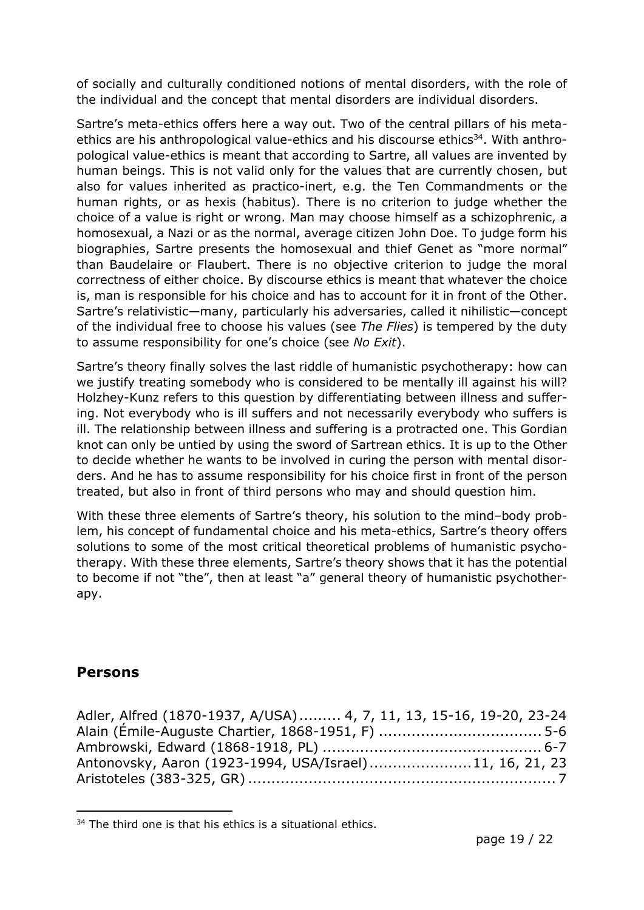of socially and culturally conditioned notions of mental disorders, with the role of the individual and the concept that mental disorders are individual disorders.

Sartre's meta-ethics offers here a way out. Two of the central pillars of his meta-ethics are his anthropological value-ethics and his discourse ethics[34]. With anthropological value-ethics is meant that according to Sartre, all values are invented by human beings. This is not valid only for the values that are currently chosen, but also for values inherited as practico-inert, e.g. the Ten Commandments or the human rights, or as hexis (habitus). There is no criterion to judge whether the choice of a value is right or wrong. Man may choose himself as a schizophrenic, a homosexual, a Nazi or as the normal, average citizen John Doe. To judge form his biographies, Sartre presents the homosexual and thief Genet as "more normal" than Baudelaire or Flaubert. There is no objective criterion to judge the moral correctness of either choice. By discourse ethics is meant that whatever the choice is, man is responsible for his choice and has to account for it in front of the Other. Sartre's relativistic—many, particularly his adversaries, called it nihilistic—concept of the individual free to choose his values (see *The Flies*) is tempered by the duty to assume responsibility for one's choice (see *No Exit*).

Sartre's theory finally solves the last riddle of humanistic psychotherapy: how can we justify treating somebody who is considered to be mentally ill against his will? Holzhey-Kunz refers to this question by differentiating between illness and suffering. Not everybody who is ill suffers and not necessarily everybody who suffers is ill. The relationship between illness and suffering is a protracted one. This Gordian knot can only be untied by using the sword of Sartrean ethics. It is up to the Other to decide whether he wants to be involved in curing the person with mental disorders. And he has to assume responsibility for his choice first in front of the person treated, but also in front of third persons who may and should question him.

With these three elements of Sartre's theory, his solution to the mind–body problem, his concept of fundamental choice and his meta-ethics, Sartre's theory offers solutions to some of the most critical theoretical problems of humanistic psychotherapy. With these three elements, Sartre's theory shows that it has the potential to become if not "the", then at least "a" general theory of humanistic psychotherapy.

## Persons

Adler, Alfred (1870-1937, A/USA) ......... 4, 7, 11, 13, 15-16, 19-20, 23-24
Alain (Émile-Auguste Chartier, 1868-1951, F) .................................. 5-6
Ambrowski, Edward (1868-1918, PL) .............................................. 6-7
Antonovsky, Aaron (1923-1994, USA/Israel) ...................... 11, 16, 21, 23
Aristoteles (383-325, GR) ................................................................. 7

[34] The third one is that his ethics is a situational ethics.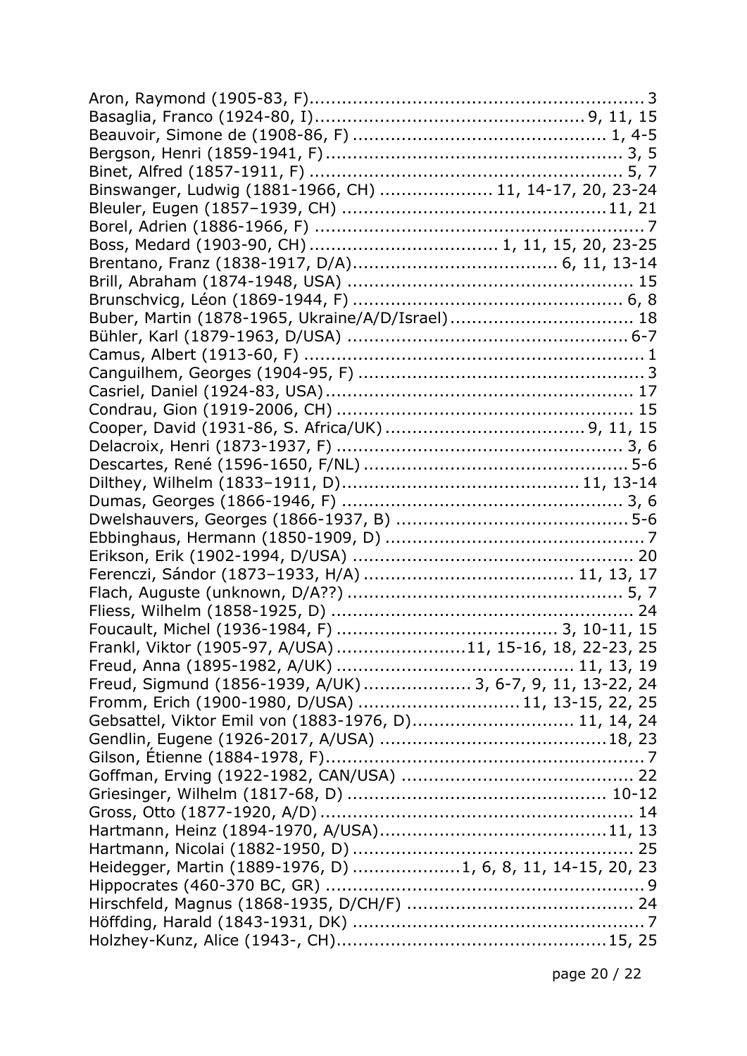Aron, Raymond (1905-83, F)............................................................3
Basaglia, Franco (1924-80, I)........................................... 9, 11, 15
Beauvoir, Simone de (1908-86, F) ........................................... 1, 4-5
Bergson, Henri (1859-1941, F)................................................... 3, 5
Binet, Alfred (1857-1911, F) ...................................................... 5, 7
Binswanger, Ludwig (1881-1966, CH) .................... 11, 14-17, 20, 23-24
Bleuler, Eugen (1857–1939, CH) ............................................... 11, 21
Borel, Adrien (1886-1966, F) .......................................................... 7
Boss, Medard (1903-90, CH) ................................ 1, 11, 15, 20, 23-25
Brentano, Franz (1838-1917, D/A)................................... 6, 11, 13-14
Brill, Abraham (1874-1948, USA) .................................................. 15
Brunschvicg, Léon (1869-1944, F) ............................................... 6, 8
Buber, Martin (1878-1965, Ukraine/A/D/Israel)................................ 18
Bühler, Karl (1879-1963, D/USA) ................................................. 6-7
Camus, Albert (1913-60, F) ............................................................ 1
Canguilhem, Georges (1904-95, F) .................................................. 3
Casriel, Daniel (1924-83, USA)....................................................... 17
Condrau, Gion (1919-2006, CH) ..................................................... 15
Cooper, David (1931-86, S. Africa/UK).................................. 9, 11, 15
Delacroix, Henri (1873-1937, F) ................................................... 3, 6
Descartes, René (1596-1650, F/NL) ............................................... 5-6
Dilthey, Wilhelm (1833–1911, D)......................................... 11, 13-14
Dumas, Georges (1866-1946, F) .................................................. 3, 6
Dwelshauvers, Georges (1866-1937, B) .......................................... 5-6
Ebbinghaus, Hermann (1850-1909, D) .............................................. 7
Erikson, Erik (1902-1994, D/USA) .................................................. 20
Ferenczi, Sándor (1873–1933, H/A) ................................... 11, 13, 17
Flach, Auguste (unknown, D/A??) ................................................. 5, 7
Fliess, Wilhelm (1858-1925, D) ...................................................... 24
Foucault, Michel (1936-1984, F) ...................................... 3, 10-11, 15
Frankl, Viktor (1905-97, A/USA) ......................11, 15-16, 18, 22-23, 25
Freud, Anna (1895-1982, A/UK) .......................................... 11, 13, 19
Freud, Sigmund (1856-1939, A/UK) ................... 3, 6-7, 9, 11, 13-22, 24
Fromm, Erich (1900-1980, D/USA) ............................ 11, 13-15, 22, 25
Gebsattel, Viktor Emil von (1883-1976, D)............................ 11, 14, 24
Gendlin, Eugene (1926-2017, A/USA) .......................................... 18, 23
Gilson, Étienne (1884-1978, F)......................................................... 7
Goffman, Erving (1922-1982, CAN/USA) .......................................... 22
Griesinger, Wilhelm (1817-68, D) ............................................ 10-12
Gross, Otto (1877-1920, A/D) ........................................................ 14
Hartmann, Heinz (1894-1970, A/USA).......................................... 11, 13
Hartmann, Nicolai (1882-1950, D) .................................................. 25
Heidegger, Martin (1889-1976, D) ................... 1, 6, 8, 11, 14-15, 20, 23
Hippocrates (460-370 BC, GR) ......................................................... 9
Hirschfeld, Magnus (1868-1935, D/CH/F) ......................................... 24
Höffding, Harald (1843-1931, DK) .................................................... 7
Holzhey-Kunz, Alice (1943-, CH)................................................ 15, 25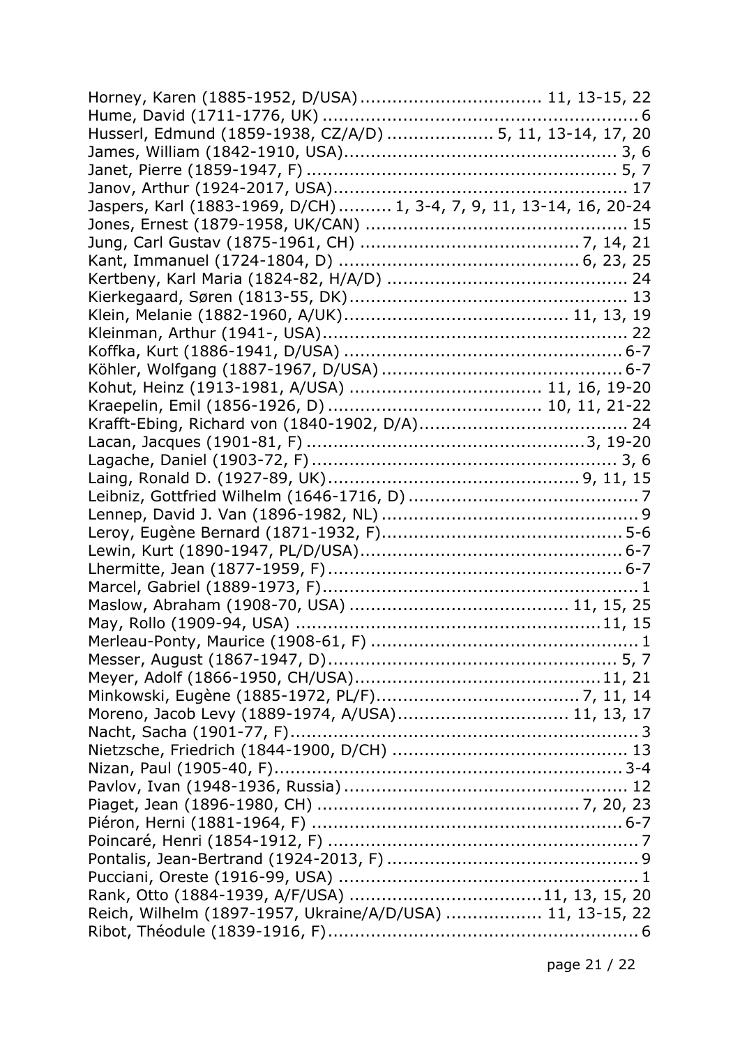Horney, Karen (1885-1952, D/USA) ................................ 11, 13-15, 22
Hume, David (1711-1776, UK) ........................................................ 6
Husserl, Edmund (1859-1938, CZ/A/D) ................... 5, 11, 13-14, 17, 20
James, William (1842-1910, USA).................................................. 3, 6
Janet, Pierre (1859-1947, F) ......................................................... 5, 7
Janov, Arthur (1924-2017, USA)...................................................... 17
Jaspers, Karl (1883-1969, D/CH) .......... 1, 3-4, 7, 9, 11, 13-14, 16, 20-24
Jones, Ernest (1879-1958, UK/CAN) ................................................ 15
Jung, Carl Gustav (1875-1961, CH) ........................................ 7, 14, 21
Kant, Immanuel (1724-1804, D) ............................................ 6, 23, 25
Kertbeny, Karl Maria (1824-82, H/A/D) ............................................ 24
Kierkegaard, Søren (1813-55, DK).................................................... 13
Klein, Melanie (1882-1960, A/UK)........................................ 11, 13, 19
Kleinman, Arthur (1941-, USA)......................................................... 22
Koffka, Kurt (1886-1941, D/USA) .................................................... 6-7
Köhler, Wolfgang (1887-1967, D/USA) ............................................. 6-7
Kohut, Heinz (1913-1981, A/USA) ................................... 11, 16, 19-20
Kraepelin, Emil (1856-1926, D) ....................................... 10, 11, 21-22
Krafft-Ebing, Richard von (1840-1902, D/A)...................................... 24
Lacan, Jacques (1901-81, F) ................................................... 3, 19-20
Lagache, Daniel (1903-72, F) ......................................................... 3, 6
Laing, Ronald D. (1927-89, UK).............................................. 9, 11, 15
Leibniz, Gottfried Wilhelm (1646-1716, D) .......................................... 7
Lennep, David J. Van (1896-1982, NL) ................................................ 9
Leroy, Eugène Bernard (1871-1932, F)............................................. 5-6
Lewin, Kurt (1890-1947, PL/D/USA)................................................. 6-7
Lhermitte, Jean (1877-1959, F) ....................................................... 6-7
Marcel, Gabriel (1889-1973, F).......................................................... 1
Maslow, Abraham (1908-70, USA) ....................................... 11, 15, 25
May, Rollo (1909-94, USA) .......................................................... 11, 15
Merleau-Ponty, Maurice (1908-61, F) ................................................. 1
Messer, August (1867-1947, D)...................................................... 5, 7
Meyer, Adolf (1866-1950, CH/USA)............................................... 11, 21
Minkowski, Eugène (1885-1972, PL/F)..................................... 7, 11, 14
Moreno, Jacob Levy (1889-1974, A/USA)............................... 11, 13, 17
Nacht, Sacha (1901-77, F)................................................................ 3
Nietzsche, Friedrich (1844-1900, D/CH) ............................................ 13
Nizan, Paul (1905-40, F)................................................................ 3-4
Pavlov, Ivan (1948-1936, Russia) .................................................... 12
Piaget, Jean (1896-1980, CH) ................................................ 7, 20, 23
Piéron, Herni (1881-1964, F) .......................................................... 6-7
Poincaré, Henri (1854-1912, F) ......................................................... 7
Pontalis, Jean-Bertrand (1924-2013, F) .............................................. 9
Pucciani, Oreste (1916-99, USA) ....................................................... 1
Rank, Otto (1884-1939, A/F/USA) ................................... 11, 13, 15, 20
Reich, Wilhelm (1897-1957, Ukraine/A/D/USA) .................. 11, 13-15, 22
Ribot, Théodule (1839-1916, F).......................................................... 6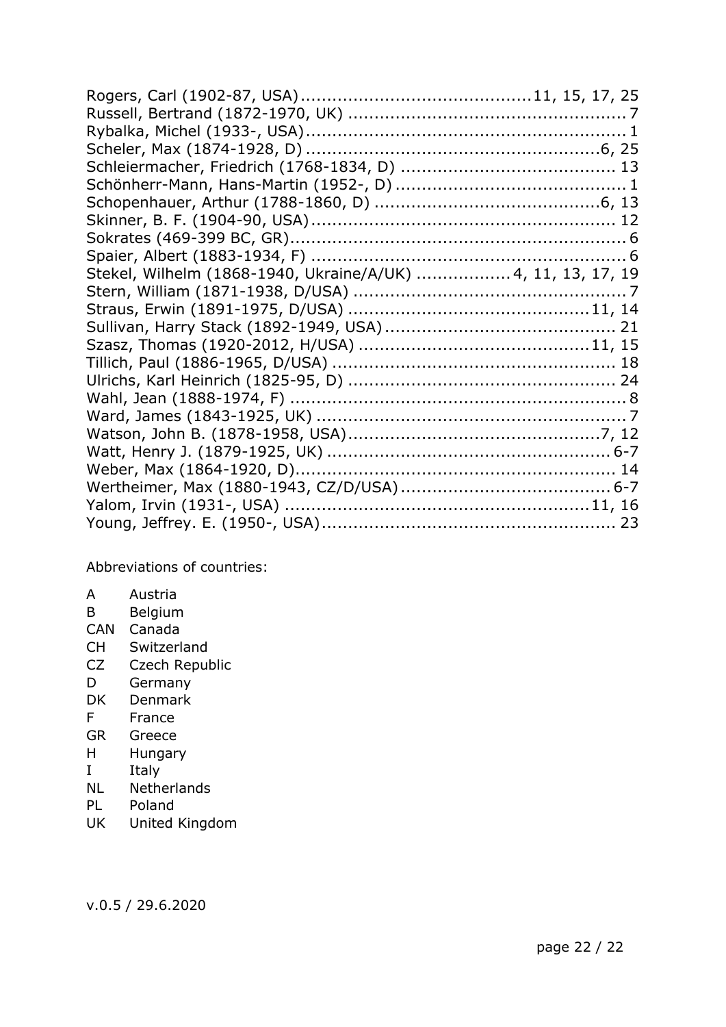Rogers, Carl (1902-87, USA)........................................11, 15, 17, 25
Russell, Bertrand (1872-1970, UK) .................................................. 7
Rybalka, Michel (1933-, USA)........................................................ 1
Scheler, Max (1874-1928, D) ....................................................6, 25
Schleiermacher, Friedrich (1768-1834, D) ....................................... 13
Schönherr-Mann, Hans-Martin (1952-, D) .......................................... 1
Schopenhauer, Arthur (1788-1860, D) .........................................6, 13
Skinner, B. F. (1904-90, USA)....................................................... 12
Sokrates (469-399 BC, GR)............................................................ 6
Spaier, Albert (1883-1934, F) ......................................................... 6
Stekel, Wilhelm (1868-1940, Ukraine/A/UK) ................. 4, 11, 13, 17, 19
Stern, William (1871-1938, D/USA) ................................................. 7
Straus, Erwin (1891-1975, D/USA) ............................................11, 14
Sullivan, Harry Stack (1892-1949, USA)........................................... 21
Szasz, Thomas (1920-2012, H/USA) ...........................................11, 15
Tillich, Paul (1886-1965, D/USA) .................................................... 18
Ulrichs, Karl Heinrich (1825-95, D) ................................................. 24
Wahl, Jean (1888-1974, F) ............................................................. 8
Ward, James (1843-1925, UK) ........................................................ 7
Watson, John B. (1878-1958, USA)...............................................7, 12
Watt, Henry J. (1879-1925, UK) .................................................... 6-7
Weber, Max (1864-1920, D)........................................................... 14
Wertheimer, Max (1880-1943, CZ/D/USA) ....................................... 6-7
Yalom, Irvin (1931-, USA) .........................................................11, 16
Young, Jeffrey. E. (1950-, USA)..................................................... 23

Abbreviations of countries:

- A Austria
- B Belgium
- CAN Canada
- CH Switzerland
- CZ Czech Republic
- D Germany
- DK Denmark
- F France
- GR Greece
- H Hungary
- I Italy
- NL Netherlands
- PL Poland
- UK United Kingdom

v.0.5 / 29.6.2020